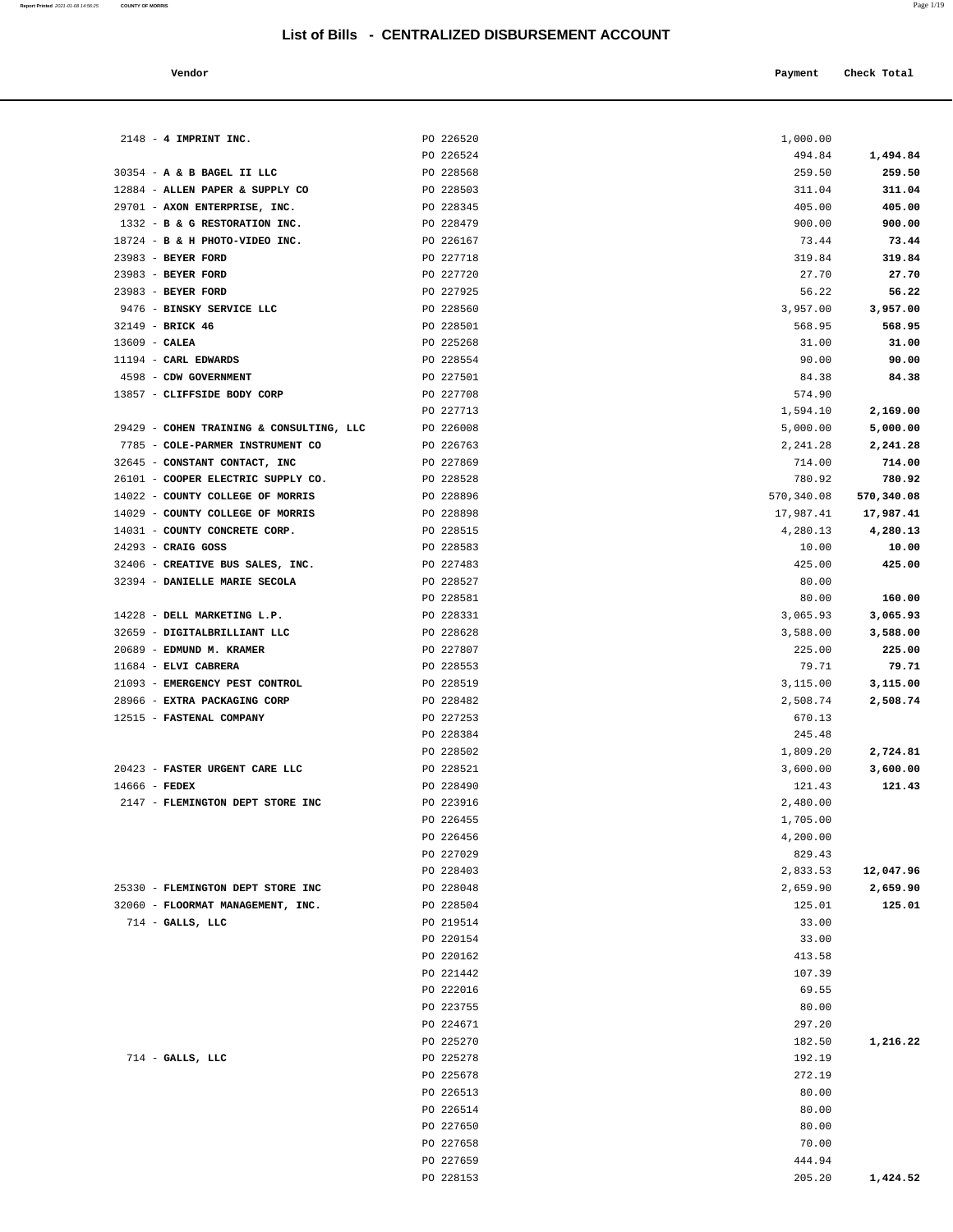# List of Bills - CENTRALIZED DISBURSEMENT ACCOUNT

| Vendor | | Payment | Check Total |
|---|---|---|---|
| 2148 - **4 IMPRINT INC.** | PO 226520 | 1,000.00 | |
| | PO 226524 | 494.84 | **1,494.84** |
| 30354 - **A & B BAGEL II LLC** | PO 228568 | 259.50 | **259.50** |
| 12884 - **ALLEN PAPER & SUPPLY CO** | PO 228503 | 311.04 | **311.04** |
| 29701 - **AXON ENTERPRISE, INC.** | PO 228345 | 405.00 | **405.00** |
| 1332 - **B & G RESTORATION INC.** | PO 228479 | 900.00 | **900.00** |
| 18724 - **B & H PHOTO-VIDEO INC.** | PO 226167 | 73.44 | **73.44** |
| 23983 - **BEYER FORD** | PO 227718 | 319.84 | **319.84** |
| 23983 - **BEYER FORD** | PO 227720 | 27.70 | **27.70** |
| 23983 - **BEYER FORD** | PO 227925 | 56.22 | **56.22** |
| 9476 - **BINSKY SERVICE LLC** | PO 228560 | 3,957.00 | **3,957.00** |
| 32149 - **BRICK 46** | PO 228501 | 568.95 | **568.95** |
| 13609 - **CALEA** | PO 225268 | 31.00 | **31.00** |
| 11194 - **CARL EDWARDS** | PO 228554 | 90.00 | **90.00** |
| 4598 - **CDW GOVERNMENT** | PO 227501 | 84.38 | **84.38** |
| 13857 - **CLIFFSIDE BODY CORP** | PO 227708 | 574.90 | |
| | PO 227713 | 1,594.10 | **2,169.00** |
| 29429 - **COHEN TRAINING & CONSULTING, LLC** | PO 226008 | 5,000.00 | **5,000.00** |
| 7785 - **COLE-PARMER INSTRUMENT CO** | PO 226763 | 2,241.28 | **2,241.28** |
| 32645 - **CONSTANT CONTACT, INC** | PO 227869 | 714.00 | **714.00** |
| 26101 - **COOPER ELECTRIC SUPPLY CO.** | PO 228528 | 780.92 | **780.92** |
| 14022 - **COUNTY COLLEGE OF MORRIS** | PO 228896 | 570,340.08 | **570,340.08** |
| 14029 - **COUNTY COLLEGE OF MORRIS** | PO 228898 | 17,987.41 | **17,987.41** |
| 14031 - **COUNTY CONCRETE CORP.** | PO 228515 | 4,280.13 | **4,280.13** |
| 24293 - **CRAIG GOSS** | PO 228583 | 10.00 | **10.00** |
| 32406 - **CREATIVE BUS SALES, INC.** | PO 227483 | 425.00 | **425.00** |
| 32394 - **DANIELLE MARIE SECOLA** | PO 228527 | 80.00 | |
| | PO 228581 | 80.00 | **160.00** |
| 14228 - **DELL MARKETING L.P.** | PO 228331 | 3,065.93 | **3,065.93** |
| 32659 - **DIGITALBRILLIANT LLC** | PO 228628 | 3,588.00 | **3,588.00** |
| 20689 - **EDMUND M. KRAMER** | PO 227807 | 225.00 | **225.00** |
| 11684 - **ELVI CABRERA** | PO 228553 | 79.71 | **79.71** |
| 21093 - **EMERGENCY PEST CONTROL** | PO 228519 | 3,115.00 | **3,115.00** |
| 28966 - **EXTRA PACKAGING CORP** | PO 228482 | 2,508.74 | **2,508.74** |
| 12515 - **FASTENAL COMPANY** | PO 227253 | 670.13 | |
| | PO 228384 | 245.48 | |
| | PO 228502 | 1,809.20 | **2,724.81** |
| 20423 - **FASTER URGENT CARE LLC** | PO 228521 | 3,600.00 | **3,600.00** |
| 14666 - **FEDEX** | PO 228490 | 121.43 | **121.43** |
| 2147 - **FLEMINGTON DEPT STORE INC** | PO 223916 | 2,480.00 | |
| | PO 226455 | 1,705.00 | |
| | PO 226456 | 4,200.00 | |
| | PO 227029 | 829.43 | |
| | PO 228403 | 2,833.53 | **12,047.96** |
| 25330 - **FLEMINGTON DEPT STORE INC** | PO 228048 | 2,659.90 | **2,659.90** |
| 32060 - **FLOORMAT MANAGEMENT, INC.** | PO 228504 | 125.01 | **125.01** |
| 714 - **GALLS, LLC** | PO 219514 | 33.00 | |
| | PO 220154 | 33.00 | |
| | PO 220162 | 413.58 | |
| | PO 221442 | 107.39 | |
| | PO 222016 | 69.55 | |
| | PO 223755 | 80.00 | |
| | PO 224671 | 297.20 | |
| | PO 225270 | 182.50 | **1,216.22** |
| 714 - **GALLS, LLC** | PO 225278 | 192.19 | |
| | PO 225678 | 272.19 | |
| | PO 226513 | 80.00 | |
| | PO 226514 | 80.00 | |
| | PO 227650 | 80.00 | |
| | PO 227658 | 70.00 | |
| | PO 227659 | 444.94 | |
| | PO 228153 | 205.20 | **1,424.52** |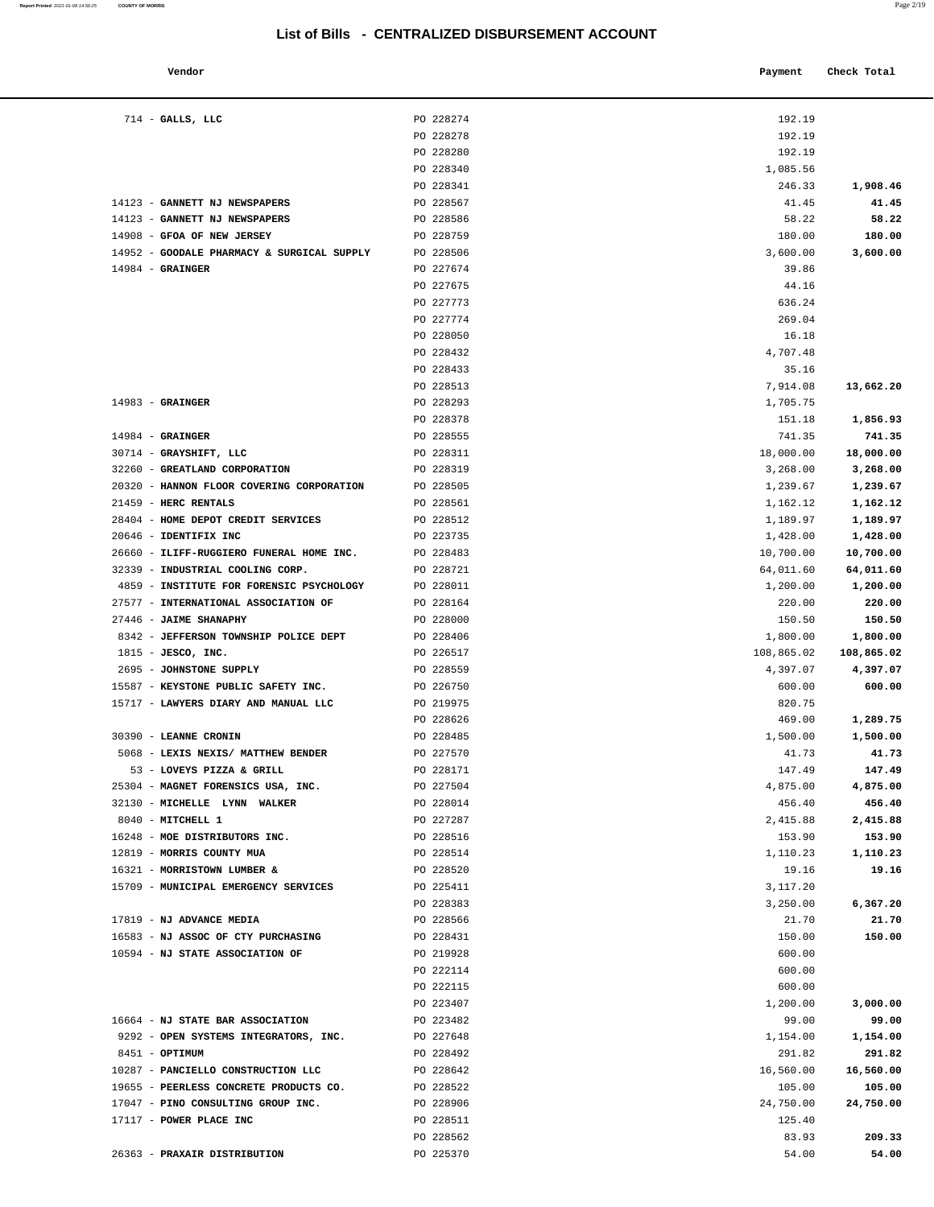# List of Bills - CENTRALIZED DISBURSEMENT ACCOUNT

| Vendor | | Payment | Check Total |
|---|---|---|---|
| 714 - **GALLS, LLC** | PO 228274 | 192.19 | |
| | PO 228278 | 192.19 | |
| | PO 228280 | 192.19 | |
| | PO 228340 | 1,085.56 | |
| | PO 228341 | 246.33 | **1,908.46** |
| 14123 - **GANNETT NJ NEWSPAPERS** | PO 228567 | 41.45 | **41.45** |
| 14123 - **GANNETT NJ NEWSPAPERS** | PO 228586 | 58.22 | **58.22** |
| 14908 - **GFOA OF NEW JERSEY** | PO 228759 | 180.00 | **180.00** |
| 14952 - **GOODALE PHARMACY & SURGICAL SUPPLY** | PO 228506 | 3,600.00 | **3,600.00** |
| 14984 - **GRAINGER** | PO 227674 | 39.86 | |
| | PO 227675 | 44.16 | |
| | PO 227773 | 636.24 | |
| | PO 227774 | 269.04 | |
| | PO 228050 | 16.18 | |
| | PO 228432 | 4,707.48 | |
| | PO 228433 | 35.16 | |
| | PO 228513 | 7,914.08 | **13,662.20** |
| 14983 - **GRAINGER** | PO 228293 | 1,705.75 | |
| | PO 228378 | 151.18 | **1,856.93** |
| 14984 - **GRAINGER** | PO 228555 | 741.35 | **741.35** |
| 30714 - **GRAYSHIFT, LLC** | PO 228311 | 18,000.00 | **18,000.00** |
| 32260 - **GREATLAND CORPORATION** | PO 228319 | 3,268.00 | **3,268.00** |
| 20320 - **HANNON FLOOR COVERING CORPORATION** | PO 228505 | 1,239.67 | **1,239.67** |
| 21459 - **HERC RENTALS** | PO 228561 | 1,162.12 | **1,162.12** |
| 28404 - **HOME DEPOT CREDIT SERVICES** | PO 228512 | 1,189.97 | **1,189.97** |
| 20646 - **IDENTIFIX INC** | PO 223735 | 1,428.00 | **1,428.00** |
| 26660 - **ILIFF-RUGGIERO FUNERAL HOME INC.** | PO 228483 | 10,700.00 | **10,700.00** |
| 32339 - **INDUSTRIAL COOLING CORP.** | PO 228721 | 64,011.60 | **64,011.60** |
| 4859 - **INSTITUTE FOR FORENSIC PSYCHOLOGY** | PO 228011 | 1,200.00 | **1,200.00** |
| 27577 - **INTERNATIONAL ASSOCIATION OF** | PO 228164 | 220.00 | **220.00** |
| 27446 - **JAIME SHANAPHY** | PO 228000 | 150.50 | **150.50** |
| 8342 - **JEFFERSON TOWNSHIP POLICE DEPT** | PO 228406 | 1,800.00 | **1,800.00** |
| 1815 - **JESCO, INC.** | PO 226517 | 108,865.02 | **108,865.02** |
| 2695 - **JOHNSTONE SUPPLY** | PO 228559 | 4,397.07 | **4,397.07** |
| 15587 - **KEYSTONE PUBLIC SAFETY INC.** | PO 226750 | 600.00 | **600.00** |
| 15717 - **LAWYERS DIARY AND MANUAL LLC** | PO 219975 | 820.75 | |
| | PO 228626 | 469.00 | **1,289.75** |
| 30390 - **LEANNE CRONIN** | PO 228485 | 1,500.00 | **1,500.00** |
| 5068 - **LEXIS NEXIS/ MATTHEW BENDER** | PO 227570 | 41.73 | **41.73** |
| 53 - **LOVEYS PIZZA & GRILL** | PO 228171 | 147.49 | **147.49** |
| 25304 - **MAGNET FORENSICS USA, INC.** | PO 227504 | 4,875.00 | **4,875.00** |
| 32130 - **MICHELLE LYNN WALKER** | PO 228014 | 456.40 | **456.40** |
| 8040 - **MITCHELL 1** | PO 227287 | 2,415.88 | **2,415.88** |
| 16248 - **MOE DISTRIBUTORS INC.** | PO 228516 | 153.90 | **153.90** |
| 12819 - **MORRIS COUNTY MUA** | PO 228514 | 1,110.23 | **1,110.23** |
| 16321 - **MORRISTOWN LUMBER &** | PO 228520 | 19.16 | **19.16** |
| 15709 - **MUNICIPAL EMERGENCY SERVICES** | PO 225411 | 3,117.20 | |
| | PO 228383 | 3,250.00 | **6,367.20** |
| 17819 - **NJ ADVANCE MEDIA** | PO 228566 | 21.70 | **21.70** |
| 16583 - **NJ ASSOC OF CTY PURCHASING** | PO 228431 | 150.00 | **150.00** |
| 10594 - **NJ STATE ASSOCIATION OF** | PO 219928 | 600.00 | |
| | PO 222114 | 600.00 | |
| | PO 222115 | 600.00 | |
| | PO 223407 | 1,200.00 | **3,000.00** |
| 16664 - **NJ STATE BAR ASSOCIATION** | PO 223482 | 99.00 | **99.00** |
| 9292 - **OPEN SYSTEMS INTEGRATORS, INC.** | PO 227648 | 1,154.00 | **1,154.00** |
| 8451 - **OPTIMUM** | PO 228492 | 291.82 | **291.82** |
| 10287 - **PANCIELLO CONSTRUCTION LLC** | PO 228642 | 16,560.00 | **16,560.00** |
| 19655 - **PEERLESS CONCRETE PRODUCTS CO.** | PO 228522 | 105.00 | **105.00** |
| 17047 - **PINO CONSULTING GROUP INC.** | PO 228906 | 24,750.00 | **24,750.00** |
| 17117 - **POWER PLACE INC** | PO 228511 | 125.40 | |
| | PO 228562 | 83.93 | **209.33** |
| 26363 - **PRAXAIR DISTRIBUTION** | PO 225370 | 54.00 | **54.00** |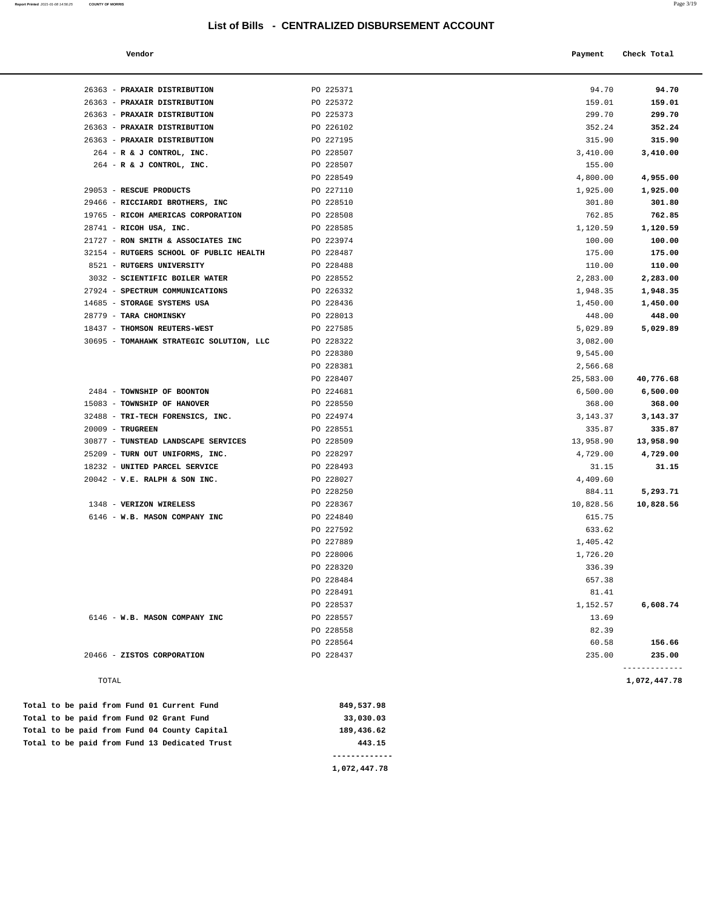# List of Bills - CENTRALIZED DISBURSEMENT ACCOUNT

| Vendor | | Payment | Check Total |
|---|---|---|---|
| 26363 - **PRAXAIR DISTRIBUTION** | PO 225371 | 94.70 | **94.70** |
| 26363 - **PRAXAIR DISTRIBUTION** | PO 225372 | 159.01 | **159.01** |
| 26363 - **PRAXAIR DISTRIBUTION** | PO 225373 | 299.70 | **299.70** |
| 26363 - **PRAXAIR DISTRIBUTION** | PO 226102 | 352.24 | **352.24** |
| 26363 - **PRAXAIR DISTRIBUTION** | PO 227195 | 315.90 | **315.90** |
| 264 - **R & J CONTROL, INC.** | PO 228507 | 3,410.00 | **3,410.00** |
| 264 - **R & J CONTROL, INC.** | PO 228507 | 155.00 | |
| | PO 228549 | 4,800.00 | **4,955.00** |
| 29053 - **RESCUE PRODUCTS** | PO 227110 | 1,925.00 | **1,925.00** |
| 29466 - **RICCIARDI BROTHERS, INC** | PO 228510 | 301.80 | **301.80** |
| 19765 - **RICOH AMERICAS CORPORATION** | PO 228508 | 762.85 | **762.85** |
| 28741 - **RICOH USA, INC.** | PO 228585 | 1,120.59 | **1,120.59** |
| 21727 - **RON SMITH & ASSOCIATES INC** | PO 223974 | 100.00 | **100.00** |
| 32154 - **RUTGERS SCHOOL OF PUBLIC HEALTH** | PO 228487 | 175.00 | **175.00** |
| 8521 - **RUTGERS UNIVERSITY** | PO 228488 | 110.00 | **110.00** |
| 3032 - **SCIENTIFIC BOILER WATER** | PO 228552 | 2,283.00 | **2,283.00** |
| 27924 - **SPECTRUM COMMUNICATIONS** | PO 226332 | 1,948.35 | **1,948.35** |
| 14685 - **STORAGE SYSTEMS USA** | PO 228436 | 1,450.00 | **1,450.00** |
| 28779 - **TARA CHOMINSKY** | PO 228013 | 448.00 | **448.00** |
| 18437 - **THOMSON REUTERS-WEST** | PO 227585 | 5,029.89 | **5,029.89** |
| 30695 - **TOMAHAWK STRATEGIC SOLUTION, LLC** | PO 228322 | 3,082.00 | |
| | PO 228380 | 9,545.00 | |
| | PO 228381 | 2,566.68 | |
| | PO 228407 | 25,583.00 | **40,776.68** |
| 2484 - **TOWNSHIP OF BOONTON** | PO 224681 | 6,500.00 | **6,500.00** |
| 15083 - **TOWNSHIP OF HANOVER** | PO 228550 | 368.00 | **368.00** |
| 32488 - **TRI-TECH FORENSICS, INC.** | PO 224974 | 3,143.37 | **3,143.37** |
| 20009 - **TRUGREEN** | PO 228551 | 335.87 | **335.87** |
| 30877 - **TUNSTEAD LANDSCAPE SERVICES** | PO 228509 | 13,958.90 | **13,958.90** |
| 25209 - **TURN OUT UNIFORMS, INC.** | PO 228297 | 4,729.00 | **4,729.00** |
| 18232 - **UNITED PARCEL SERVICE** | PO 228493 | 31.15 | **31.15** |
| 20042 - **V.E. RALPH & SON INC.** | PO 228027 | 4,409.60 | |
| | PO 228250 | 884.11 | **5,293.71** |
| 1348 - **VERIZON WIRELESS** | PO 228367 | 10,828.56 | **10,828.56** |
| 6146 - **W.B. MASON COMPANY INC** | PO 224840 | 615.75 | |
| | PO 227592 | 633.62 | |
| | PO 227889 | 1,405.42 | |
| | PO 228006 | 1,726.20 | |
| | PO 228320 | 336.39 | |
| | PO 228484 | 657.38 | |
| | PO 228491 | 81.41 | |
| | PO 228537 | 1,152.57 | **6,608.74** |
| 6146 - **W.B. MASON COMPANY INC** | PO 228557 | 13.69 | |
| | PO 228558 | 82.39 | |
| | PO 228564 | 60.58 | **156.66** |
| 20466 - **ZISTOS CORPORATION** | PO 228437 | 235.00 | **235.00** |
| TOTAL | | | **1,072,447.78** |

| | |
|---|---|
| **Total to be paid from Fund 01 Current Fund** | **849,537.98** |
| **Total to be paid from Fund 02 Grant Fund** | **33,030.03** |
| **Total to be paid from Fund 04 County Capital** | **189,436.62** |
| **Total to be paid from Fund 13 Dedicated Trust** | **443.15** |
| | **1,072,447.78** |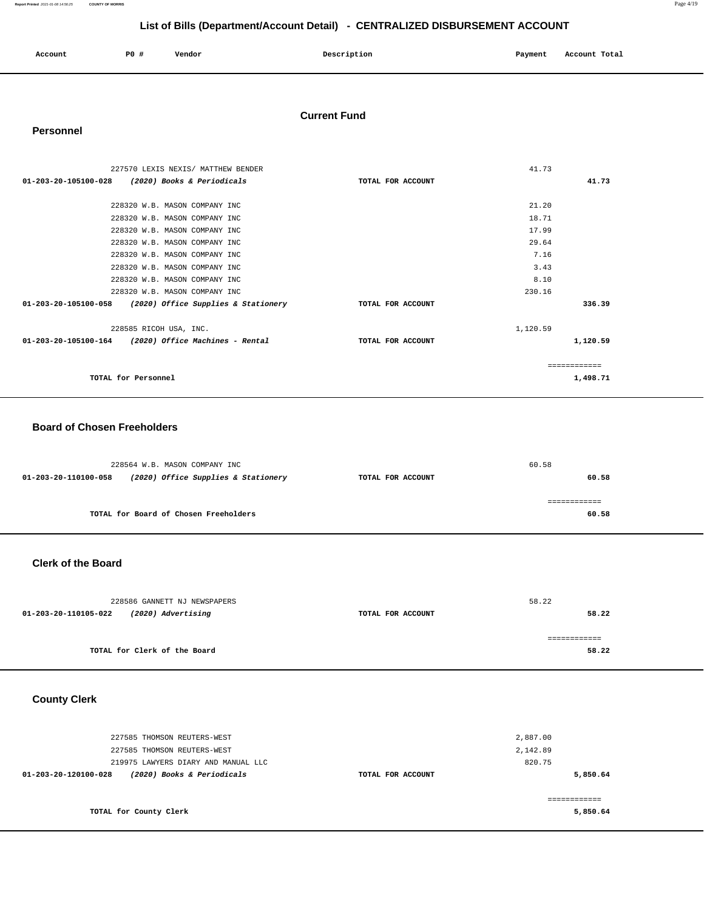# List of Bills (Department/Account Detail) - CENTRALIZED DISBURSEMENT ACCOUNT

| Account | PO # | Vendor | Description | Payment | Account Total |
|---|---|---|---|---|---|

## Current Fund

### Personnel

| Account | PO # | Vendor | Description | Payment | Account Total |
|---|---|---|---|---|---|
| | 227570 | LEXIS NEXIS/ MATTHEW BENDER | | 41.73 | |
| 01-203-20-105100-028 | | *(2020) Books & Periodicals* | TOTAL FOR ACCOUNT | | 41.73 |
| | 228320 | W.B. MASON COMPANY INC | | 21.20 | |
| | 228320 | W.B. MASON COMPANY INC | | 18.71 | |
| | 228320 | W.B. MASON COMPANY INC | | 17.99 | |
| | 228320 | W.B. MASON COMPANY INC | | 29.64 | |
| | 228320 | W.B. MASON COMPANY INC | | 7.16 | |
| | 228320 | W.B. MASON COMPANY INC | | 3.43 | |
| | 228320 | W.B. MASON COMPANY INC | | 8.10 | |
| | 228320 | W.B. MASON COMPANY INC | | 230.16 | |
| 01-203-20-105100-058 | | *(2020) Office Supplies & Stationery* | TOTAL FOR ACCOUNT | | 336.39 |
| | 228585 | RICOH USA, INC. | | 1,120.59 | |
| 01-203-20-105100-164 | | *(2020) Office Machines - Rental* | TOTAL FOR ACCOUNT | | 1,120.59 |
| | | | | | ============ |
| | | TOTAL for Personnel | | | 1,498.71 |

### Board of Chosen Freeholders

| Account | PO # | Vendor | Description | Payment | Account Total |
|---|---|---|---|---|---|
| | 228564 | W.B. MASON COMPANY INC | | 60.58 | |
| 01-203-20-110100-058 | | *(2020) Office Supplies & Stationery* | TOTAL FOR ACCOUNT | | 60.58 |
| | | | | | ============ |
| | | TOTAL for Board of Chosen Freeholders | | | 60.58 |

### Clerk of the Board

| Account | PO # | Vendor | Description | Payment | Account Total |
|---|---|---|---|---|---|
| | 228586 | GANNETT NJ NEWSPAPERS | | 58.22 | |
| 01-203-20-110105-022 | | *(2020) Advertising* | TOTAL FOR ACCOUNT | | 58.22 |
| | | | | | ============ |
| | | TOTAL for Clerk of the Board | | | 58.22 |

### County Clerk

| Account | PO # | Vendor | Description | Payment | Account Total |
|---|---|---|---|---|---|
| | 227585 | THOMSON REUTERS-WEST | | 2,887.00 | |
| | 227585 | THOMSON REUTERS-WEST | | 2,142.89 | |
| | 219975 | LAWYERS DIARY AND MANUAL LLC | | 820.75 | |
| 01-203-20-120100-028 | | *(2020) Books & Periodicals* | TOTAL FOR ACCOUNT | | 5,850.64 |
| | | | | | ============ |
| | | TOTAL for County Clerk | | | 5,850.64 |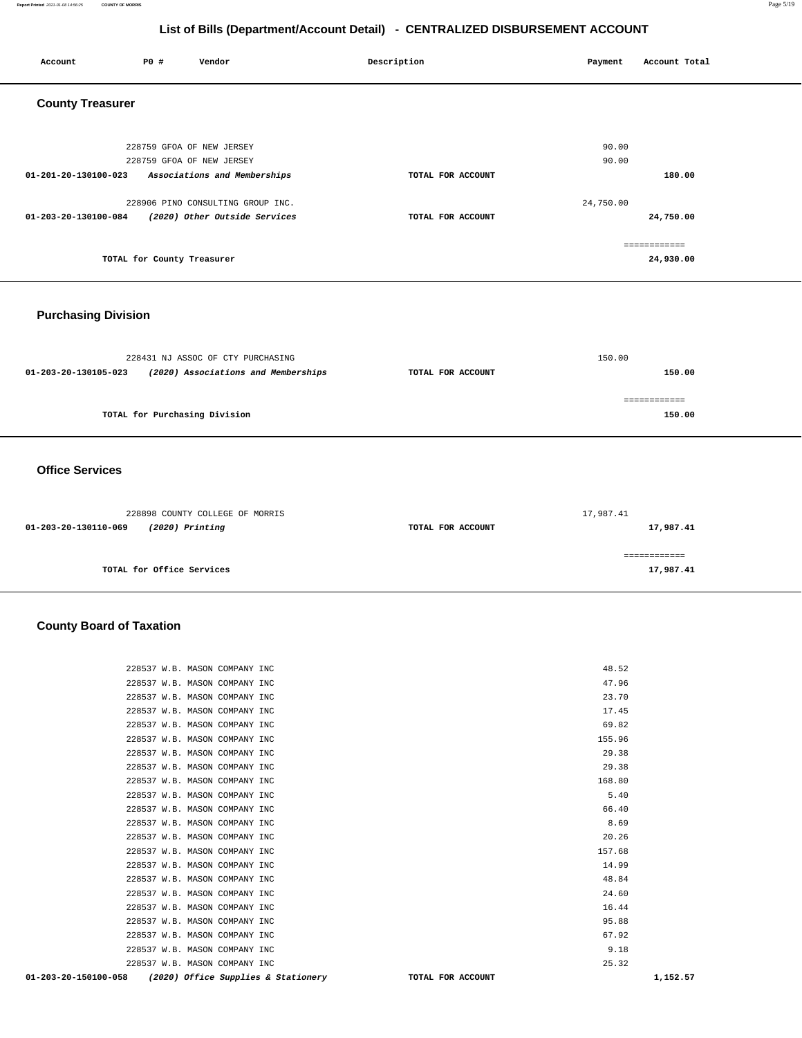## List of Bills (Department/Account Detail) - CENTRALIZED DISBURSEMENT ACCOUNT

| Account | PO # | Vendor | Description | Payment | Account Total |
|---|---|---|---|---|---|

### County Treasurer

| Account | PO # | Vendor | Description | Payment | Account Total |
|---|---|---|---|---|---|
| | 228759 | GFOA OF NEW JERSEY | | 90.00 | |
| | 228759 | GFOA OF NEW JERSEY | | 90.00 | |
| **01-201-20-130100-023** | | *Associations and Memberships* | **TOTAL FOR ACCOUNT** | | **180.00** |
| | 228906 | PINO CONSULTING GROUP INC. | | 24,750.00 | |
| **01-203-20-130100-084** | | *(2020) Other Outside Services* | **TOTAL FOR ACCOUNT** | | **24,750.00** |
| | | **TOTAL for County Treasurer** | | | **24,930.00** |

### Purchasing Division

| Account | PO # | Vendor | Description | Payment | Account Total |
|---|---|---|---|---|---|
| | 228431 | NJ ASSOC OF CTY PURCHASING | | 150.00 | |
| **01-203-20-130105-023** | | *(2020) Associations and Memberships* | **TOTAL FOR ACCOUNT** | | **150.00** |
| | | **TOTAL for Purchasing Division** | | | **150.00** |

### Office Services

| Account | PO # | Vendor | Description | Payment | Account Total |
|---|---|---|---|---|---|
| | 228898 | COUNTY COLLEGE OF MORRIS | | 17,987.41 | |
| **01-203-20-130110-069** | | *(2020) Printing* | **TOTAL FOR ACCOUNT** | | **17,987.41** |
| | | **TOTAL for Office Services** | | | **17,987.41** |

### County Board of Taxation

| Account | PO # | Vendor | Description | Payment | Account Total |
|---|---|---|---|---|---|
| | 228537 | W.B. MASON COMPANY INC | | 48.52 | |
| | 228537 | W.B. MASON COMPANY INC | | 47.96 | |
| | 228537 | W.B. MASON COMPANY INC | | 23.70 | |
| | 228537 | W.B. MASON COMPANY INC | | 17.45 | |
| | 228537 | W.B. MASON COMPANY INC | | 69.82 | |
| | 228537 | W.B. MASON COMPANY INC | | 155.96 | |
| | 228537 | W.B. MASON COMPANY INC | | 29.38 | |
| | 228537 | W.B. MASON COMPANY INC | | 29.38 | |
| | 228537 | W.B. MASON COMPANY INC | | 168.80 | |
| | 228537 | W.B. MASON COMPANY INC | | 5.40 | |
| | 228537 | W.B. MASON COMPANY INC | | 66.40 | |
| | 228537 | W.B. MASON COMPANY INC | | 8.69 | |
| | 228537 | W.B. MASON COMPANY INC | | 20.26 | |
| | 228537 | W.B. MASON COMPANY INC | | 157.68 | |
| | 228537 | W.B. MASON COMPANY INC | | 14.99 | |
| | 228537 | W.B. MASON COMPANY INC | | 48.84 | |
| | 228537 | W.B. MASON COMPANY INC | | 24.60 | |
| | 228537 | W.B. MASON COMPANY INC | | 16.44 | |
| | 228537 | W.B. MASON COMPANY INC | | 95.88 | |
| | 228537 | W.B. MASON COMPANY INC | | 67.92 | |
| | 228537 | W.B. MASON COMPANY INC | | 9.18 | |
| | 228537 | W.B. MASON COMPANY INC | | 25.32 | |
| **01-203-20-150100-058** | | *(2020) Office Supplies & Stationery* | **TOTAL FOR ACCOUNT** | | **1,152.57** |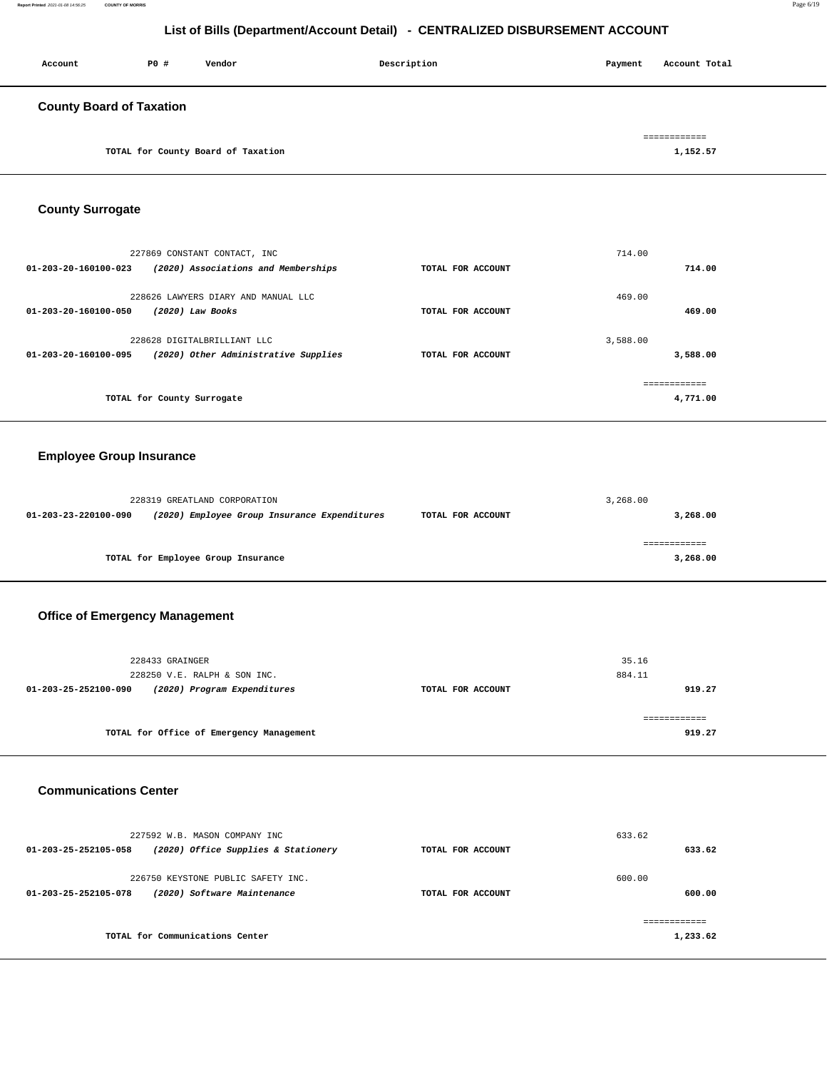# List of Bills (Department/Account Detail) - CENTRALIZED DISBURSEMENT ACCOUNT

| Account | PO # | Vendor | Description | Payment | Account Total |
|---|---|---|---|---|---|

## County Board of Taxation

| | | |
|---|---|---|
| TOTAL for County Board of Taxation | | 1,152.57 |

## County Surrogate

| Account | PO # / Vendor | Description | Payment | Account Total |
|---|---|---|---|---|
| | 227869 CONSTANT CONTACT, INC | | 714.00 | |
| 01-203-20-160100-023 | *(2020) Associations and Memberships* | TOTAL FOR ACCOUNT | | 714.00 |
| | 228626 LAWYERS DIARY AND MANUAL LLC | | 469.00 | |
| 01-203-20-160100-050 | *(2020) Law Books* | TOTAL FOR ACCOUNT | | 469.00 |
| | 228628 DIGITALBRILLIANT LLC | | 3,588.00 | |
| 01-203-20-160100-095 | *(2020) Other Administrative Supplies* | TOTAL FOR ACCOUNT | | 3,588.00 |
| | TOTAL for County Surrogate | | | 4,771.00 |

## Employee Group Insurance

| Account | PO # / Vendor | Description | Payment | Account Total |
|---|---|---|---|---|
| | 228319 GREATLAND CORPORATION | | 3,268.00 | |
| 01-203-23-220100-090 | *(2020) Employee Group Insurance Expenditures* | TOTAL FOR ACCOUNT | | 3,268.00 |
| | TOTAL for Employee Group Insurance | | | 3,268.00 |

## Office of Emergency Management

| Account | PO # / Vendor | Description | Payment | Account Total |
|---|---|---|---|---|
| | 228433 GRAINGER | | 35.16 | |
| | 228250 V.E. RALPH & SON INC. | | 884.11 | |
| 01-203-25-252100-090 | *(2020) Program Expenditures* | TOTAL FOR ACCOUNT | | 919.27 |
| | TOTAL for Office of Emergency Management | | | 919.27 |

## Communications Center

| Account | PO # / Vendor | Description | Payment | Account Total |
|---|---|---|---|---|
| | 227592 W.B. MASON COMPANY INC | | 633.62 | |
| 01-203-25-252105-058 | *(2020) Office Supplies & Stationery* | TOTAL FOR ACCOUNT | | 633.62 |
| | 226750 KEYSTONE PUBLIC SAFETY INC. | | 600.00 | |
| 01-203-25-252105-078 | *(2020) Software Maintenance* | TOTAL FOR ACCOUNT | | 600.00 |
| | TOTAL for Communications Center | | | 1,233.62 |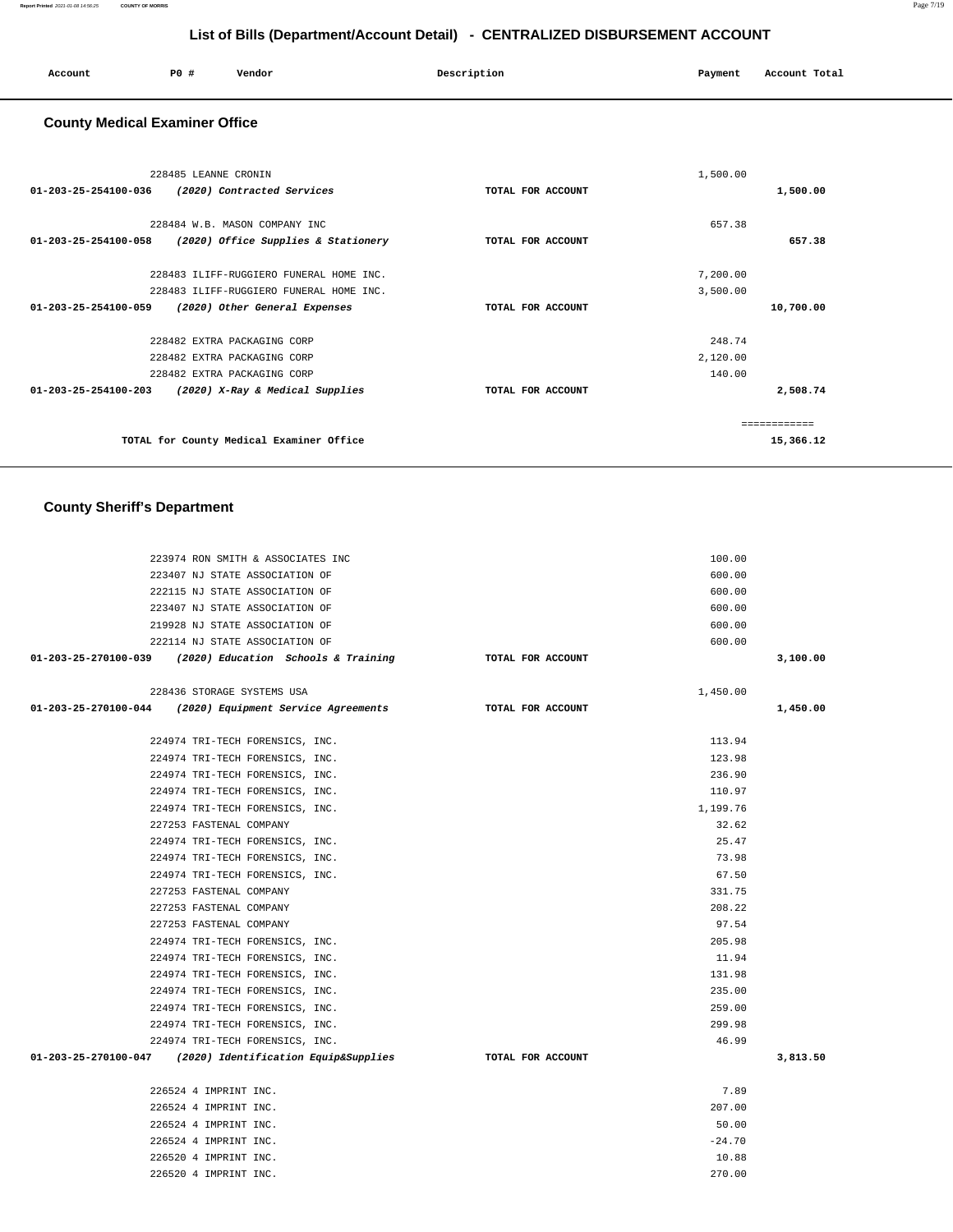# List of Bills (Department/Account Detail) - CENTRALIZED DISBURSEMENT ACCOUNT

| Account | PO # | Vendor | Description | Payment | Account Total |
|---|---|---|---|---|---|

## County Medical Examiner Office

| Account | PO # | Vendor | Description | Payment | Account Total |
|---|---|---|---|---|---|
| | 228485 | LEANNE CRONIN | | 1,500.00 | |
| 01-203-25-254100-036 | | *(2020) Contracted Services* | TOTAL FOR ACCOUNT | | 1,500.00 |
| | 228484 | W.B. MASON COMPANY INC | | 657.38 | |
| 01-203-25-254100-058 | | *(2020) Office Supplies & Stationery* | TOTAL FOR ACCOUNT | | 657.38 |
| | 228483 | ILIFF-RUGGIERO FUNERAL HOME INC. | | 7,200.00 | |
| | 228483 | ILIFF-RUGGIERO FUNERAL HOME INC. | | 3,500.00 | |
| 01-203-25-254100-059 | | *(2020) Other General Expenses* | TOTAL FOR ACCOUNT | | 10,700.00 |
| | 228482 | EXTRA PACKAGING CORP | | 248.74 | |
| | 228482 | EXTRA PACKAGING CORP | | 2,120.00 | |
| | 228482 | EXTRA PACKAGING CORP | | 140.00 | |
| 01-203-25-254100-203 | | *(2020) X-Ray & Medical Supplies* | TOTAL FOR ACCOUNT | | 2,508.74 |
| | | | | | ============ |
| | | TOTAL for County Medical Examiner Office | | | 15,366.12 |

## County Sheriff's Department

| Account | PO # | Vendor | Description | Payment | Account Total |
|---|---|---|---|---|---|
| | 223974 | RON SMITH & ASSOCIATES INC | | 100.00 | |
| | 223407 | NJ STATE ASSOCIATION OF | | 600.00 | |
| | 222115 | NJ STATE ASSOCIATION OF | | 600.00 | |
| | 223407 | NJ STATE ASSOCIATION OF | | 600.00 | |
| | 219928 | NJ STATE ASSOCIATION OF | | 600.00 | |
| | 222114 | NJ STATE ASSOCIATION OF | | 600.00 | |
| 01-203-25-270100-039 | | *(2020) Education Schools & Training* | TOTAL FOR ACCOUNT | | 3,100.00 |
| | 228436 | STORAGE SYSTEMS USA | | 1,450.00 | |
| 01-203-25-270100-044 | | *(2020) Equipment Service Agreements* | TOTAL FOR ACCOUNT | | 1,450.00 |
| | 224974 | TRI-TECH FORENSICS, INC. | | 113.94 | |
| | 224974 | TRI-TECH FORENSICS, INC. | | 123.98 | |
| | 224974 | TRI-TECH FORENSICS, INC. | | 236.90 | |
| | 224974 | TRI-TECH FORENSICS, INC. | | 110.97 | |
| | 224974 | TRI-TECH FORENSICS, INC. | | 1,199.76 | |
| | 227253 | FASTENAL COMPANY | | 32.62 | |
| | 224974 | TRI-TECH FORENSICS, INC. | | 25.47 | |
| | 224974 | TRI-TECH FORENSICS, INC. | | 73.98 | |
| | 224974 | TRI-TECH FORENSICS, INC. | | 67.50 | |
| | 227253 | FASTENAL COMPANY | | 331.75 | |
| | 227253 | FASTENAL COMPANY | | 208.22 | |
| | 227253 | FASTENAL COMPANY | | 97.54 | |
| | 224974 | TRI-TECH FORENSICS, INC. | | 205.98 | |
| | 224974 | TRI-TECH FORENSICS, INC. | | 11.94 | |
| | 224974 | TRI-TECH FORENSICS, INC. | | 131.98 | |
| | 224974 | TRI-TECH FORENSICS, INC. | | 235.00 | |
| | 224974 | TRI-TECH FORENSICS, INC. | | 259.00 | |
| | 224974 | TRI-TECH FORENSICS, INC. | | 299.98 | |
| | 224974 | TRI-TECH FORENSICS, INC. | | 46.99 | |
| 01-203-25-270100-047 | | *(2020) Identification Equip&Supplies* | TOTAL FOR ACCOUNT | | 3,813.50 |
| | 226524 | 4 IMPRINT INC. | | 7.89 | |
| | 226524 | 4 IMPRINT INC. | | 207.00 | |
| | 226524 | 4 IMPRINT INC. | | 50.00 | |
| | 226524 | 4 IMPRINT INC. | | -24.70 | |
| | 226520 | 4 IMPRINT INC. | | 10.88 | |
| | 226520 | 4 IMPRINT INC. | | 270.00 | |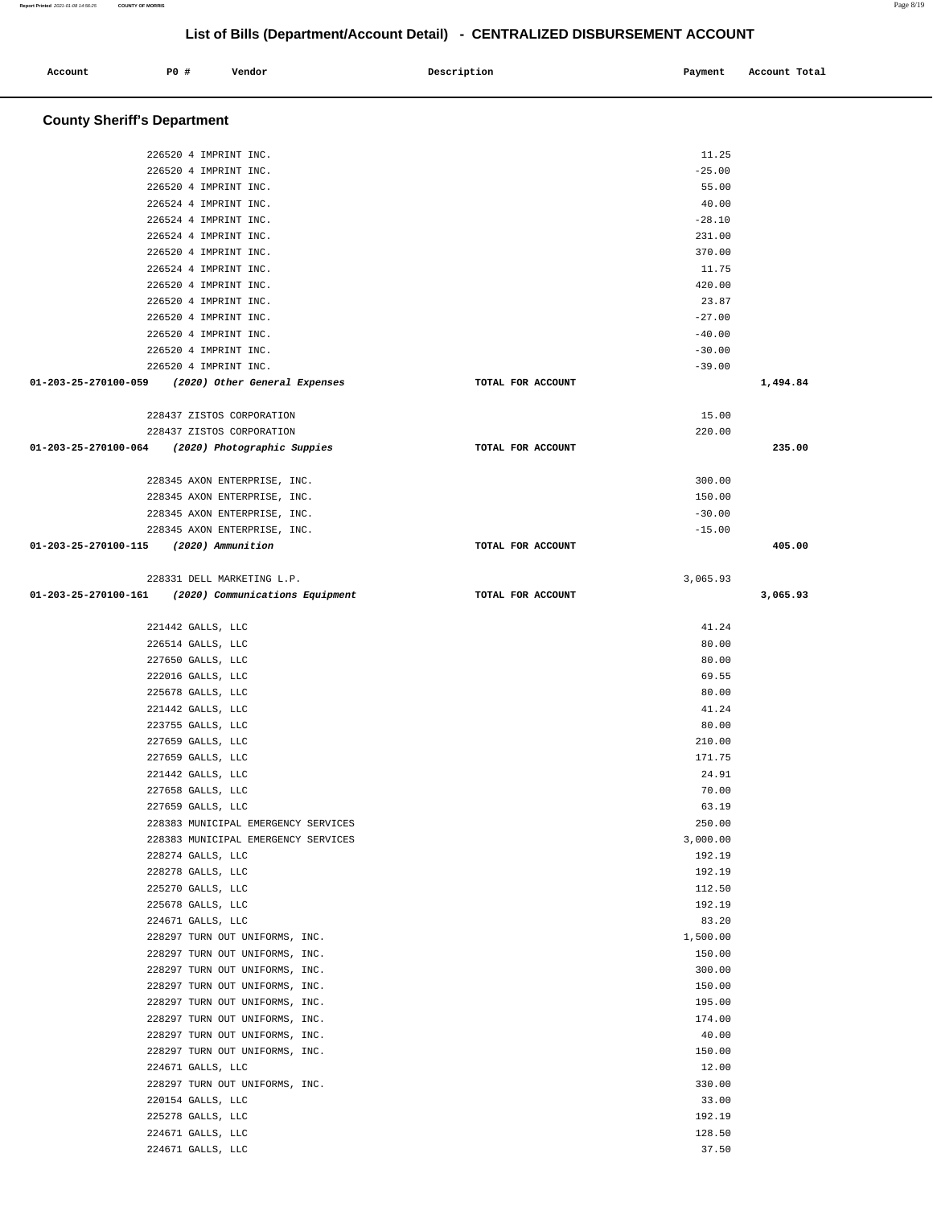# List of Bills (Department/Account Detail) - CENTRALIZED DISBURSEMENT ACCOUNT

| Account | PO # | Vendor | Description | Payment | Account Total |
|---|---|---|---|---|---|

## County Sheriff's Department

| Account | PO # | Vendor | Description | Payment | Account Total |
|---|---|---|---|---|---|
| | 226520 | 4 IMPRINT INC. | | 11.25 | |
| | 226520 | 4 IMPRINT INC. | | -25.00 | |
| | 226520 | 4 IMPRINT INC. | | 55.00 | |
| | 226524 | 4 IMPRINT INC. | | 40.00 | |
| | 226524 | 4 IMPRINT INC. | | -28.10 | |
| | 226524 | 4 IMPRINT INC. | | 231.00 | |
| | 226520 | 4 IMPRINT INC. | | 370.00 | |
| | 226524 | 4 IMPRINT INC. | | 11.75 | |
| | 226520 | 4 IMPRINT INC. | | 420.00 | |
| | 226520 | 4 IMPRINT INC. | | 23.87 | |
| | 226520 | 4 IMPRINT INC. | | -27.00 | |
| | 226520 | 4 IMPRINT INC. | | -40.00 | |
| | 226520 | 4 IMPRINT INC. | | -30.00 | |
| | 226520 | 4 IMPRINT INC. | | -39.00 | |
| **01-203-25-270100-059** | | ***(2020) Other General Expenses*** | TOTAL FOR ACCOUNT | | **1,494.84** |
| | 228437 | ZISTOS CORPORATION | | 15.00 | |
| | 228437 | ZISTOS CORPORATION | | 220.00 | |
| **01-203-25-270100-064** | | ***(2020) Photographic Suppies*** | TOTAL FOR ACCOUNT | | **235.00** |
| | 228345 | AXON ENTERPRISE, INC. | | 300.00 | |
| | 228345 | AXON ENTERPRISE, INC. | | 150.00 | |
| | 228345 | AXON ENTERPRISE, INC. | | -30.00 | |
| | 228345 | AXON ENTERPRISE, INC. | | -15.00 | |
| **01-203-25-270100-115** | | ***(2020) Ammunition*** | TOTAL FOR ACCOUNT | | **405.00** |
| | 228331 | DELL MARKETING L.P. | | 3,065.93 | |
| **01-203-25-270100-161** | | ***(2020) Communications Equipment*** | TOTAL FOR ACCOUNT | | **3,065.93** |
| | 221442 | GALLS, LLC | | 41.24 | |
| | 226514 | GALLS, LLC | | 80.00 | |
| | 227650 | GALLS, LLC | | 80.00 | |
| | 222016 | GALLS, LLC | | 69.55 | |
| | 225678 | GALLS, LLC | | 80.00 | |
| | 221442 | GALLS, LLC | | 41.24 | |
| | 223755 | GALLS, LLC | | 80.00 | |
| | 227659 | GALLS, LLC | | 210.00 | |
| | 227659 | GALLS, LLC | | 171.75 | |
| | 221442 | GALLS, LLC | | 24.91 | |
| | 227658 | GALLS, LLC | | 70.00 | |
| | 227659 | GALLS, LLC | | 63.19 | |
| | 228383 | MUNICIPAL EMERGENCY SERVICES | | 250.00 | |
| | 228383 | MUNICIPAL EMERGENCY SERVICES | | 3,000.00 | |
| | 228274 | GALLS, LLC | | 192.19 | |
| | 228278 | GALLS, LLC | | 192.19 | |
| | 225270 | GALLS, LLC | | 112.50 | |
| | 225678 | GALLS, LLC | | 192.19 | |
| | 224671 | GALLS, LLC | | 83.20 | |
| | 228297 | TURN OUT UNIFORMS, INC. | | 1,500.00 | |
| | 228297 | TURN OUT UNIFORMS, INC. | | 150.00 | |
| | 228297 | TURN OUT UNIFORMS, INC. | | 300.00 | |
| | 228297 | TURN OUT UNIFORMS, INC. | | 150.00 | |
| | 228297 | TURN OUT UNIFORMS, INC. | | 195.00 | |
| | 228297 | TURN OUT UNIFORMS, INC. | | 174.00 | |
| | 228297 | TURN OUT UNIFORMS, INC. | | 40.00 | |
| | 228297 | TURN OUT UNIFORMS, INC. | | 150.00 | |
| | 224671 | GALLS, LLC | | 12.00 | |
| | 228297 | TURN OUT UNIFORMS, INC. | | 330.00 | |
| | 220154 | GALLS, LLC | | 33.00 | |
| | 225278 | GALLS, LLC | | 192.19 | |
| | 224671 | GALLS, LLC | | 128.50 | |
| | 224671 | GALLS, LLC | | 37.50 | |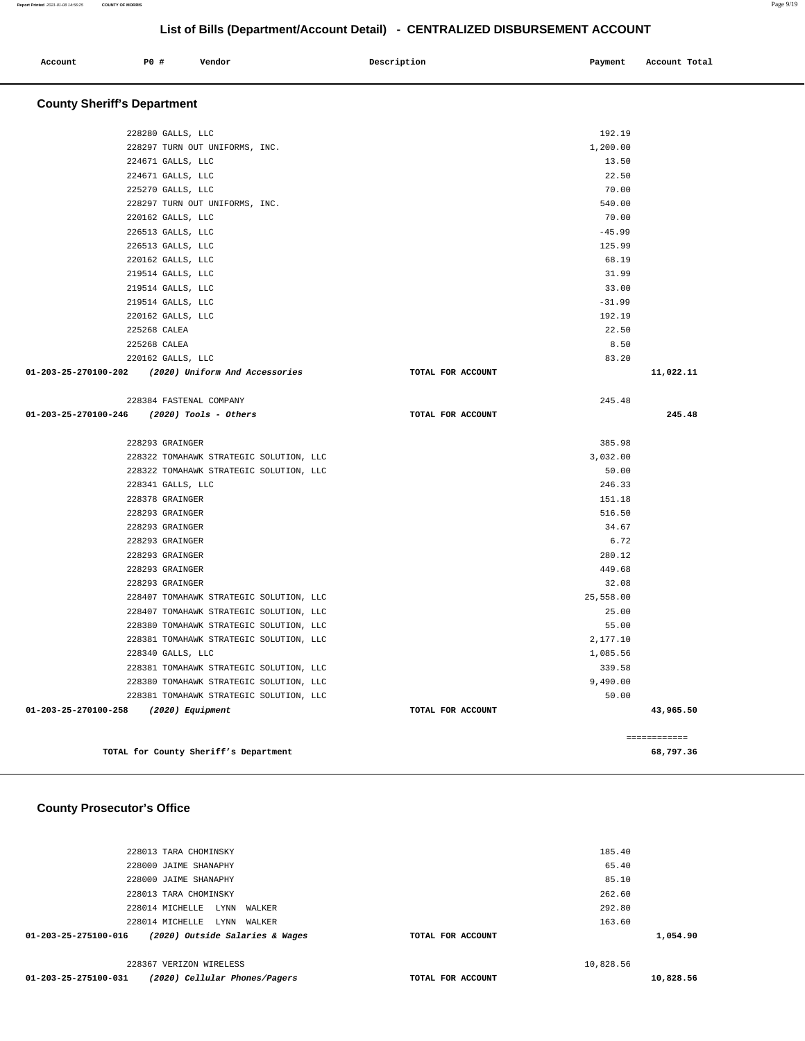## List of Bills (Department/Account Detail) - CENTRALIZED DISBURSEMENT ACCOUNT

| Account | PO # | Vendor | Description | Payment | Account Total |
|---|---|---|---|---|---|

### County Sheriff's Department

| Account | PO # | Vendor | Description | Payment | Account Total |
|---|---|---|---|---|---|
| | 228280 | GALLS, LLC | | 192.19 | |
| | 228297 | TURN OUT UNIFORMS, INC. | | 1,200.00 | |
| | 224671 | GALLS, LLC | | 13.50 | |
| | 224671 | GALLS, LLC | | 22.50 | |
| | 225270 | GALLS, LLC | | 70.00 | |
| | 228297 | TURN OUT UNIFORMS, INC. | | 540.00 | |
| | 220162 | GALLS, LLC | | 70.00 | |
| | 226513 | GALLS, LLC | | -45.99 | |
| | 226513 | GALLS, LLC | | 125.99 | |
| | 220162 | GALLS, LLC | | 68.19 | |
| | 219514 | GALLS, LLC | | 31.99 | |
| | 219514 | GALLS, LLC | | 33.00 | |
| | 219514 | GALLS, LLC | | -31.99 | |
| | 220162 | GALLS, LLC | | 192.19 | |
| | 225268 | CALEA | | 22.50 | |
| | 225268 | CALEA | | 8.50 | |
| | 220162 | GALLS, LLC | | 83.20 | |
| **01-203-25-270100-202** | | *(2020) Uniform And Accessories* | TOTAL FOR ACCOUNT | | **11,022.11** |
| | 228384 | FASTENAL COMPANY | | 245.48 | |
| **01-203-25-270100-246** | | *(2020) Tools - Others* | TOTAL FOR ACCOUNT | | **245.48** |
| | 228293 | GRAINGER | | 385.98 | |
| | 228322 | TOMAHAWK STRATEGIC SOLUTION, LLC | | 3,032.00 | |
| | 228322 | TOMAHAWK STRATEGIC SOLUTION, LLC | | 50.00 | |
| | 228341 | GALLS, LLC | | 246.33 | |
| | 228378 | GRAINGER | | 151.18 | |
| | 228293 | GRAINGER | | 516.50 | |
| | 228293 | GRAINGER | | 34.67 | |
| | 228293 | GRAINGER | | 6.72 | |
| | 228293 | GRAINGER | | 280.12 | |
| | 228293 | GRAINGER | | 449.68 | |
| | 228293 | GRAINGER | | 32.08 | |
| | 228407 | TOMAHAWK STRATEGIC SOLUTION, LLC | | 25,558.00 | |
| | 228407 | TOMAHAWK STRATEGIC SOLUTION, LLC | | 25.00 | |
| | 228380 | TOMAHAWK STRATEGIC SOLUTION, LLC | | 55.00 | |
| | 228381 | TOMAHAWK STRATEGIC SOLUTION, LLC | | 2,177.10 | |
| | 228340 | GALLS, LLC | | 1,085.56 | |
| | 228381 | TOMAHAWK STRATEGIC SOLUTION, LLC | | 339.58 | |
| | 228380 | TOMAHAWK STRATEGIC SOLUTION, LLC | | 9,490.00 | |
| | 228381 | TOMAHAWK STRATEGIC SOLUTION, LLC | | 50.00 | |
| **01-203-25-270100-258** | | *(2020) Equipment* | TOTAL FOR ACCOUNT | | **43,965.50** |
| | | | | | ============ |
| | | **TOTAL for County Sheriff's Department** | | | **68,797.36** |

### County Prosecutor's Office

| Account | PO # | Vendor | Description | Payment | Account Total |
|---|---|---|---|---|---|
| | 228013 | TARA CHOMINSKY | | 185.40 | |
| | 228000 | JAIME SHANAPHY | | 65.40 | |
| | 228000 | JAIME SHANAPHY | | 85.10 | |
| | 228013 | TARA CHOMINSKY | | 262.60 | |
| | 228014 | MICHELLE LYNN WALKER | | 292.80 | |
| | 228014 | MICHELLE LYNN WALKER | | 163.60 | |
| **01-203-25-275100-016** | | *(2020) Outside Salaries & Wages* | TOTAL FOR ACCOUNT | | **1,054.90** |
| | 228367 | VERIZON WIRELESS | | 10,828.56 | |
| **01-203-25-275100-031** | | *(2020) Cellular Phones/Pagers* | TOTAL FOR ACCOUNT | | **10,828.56** |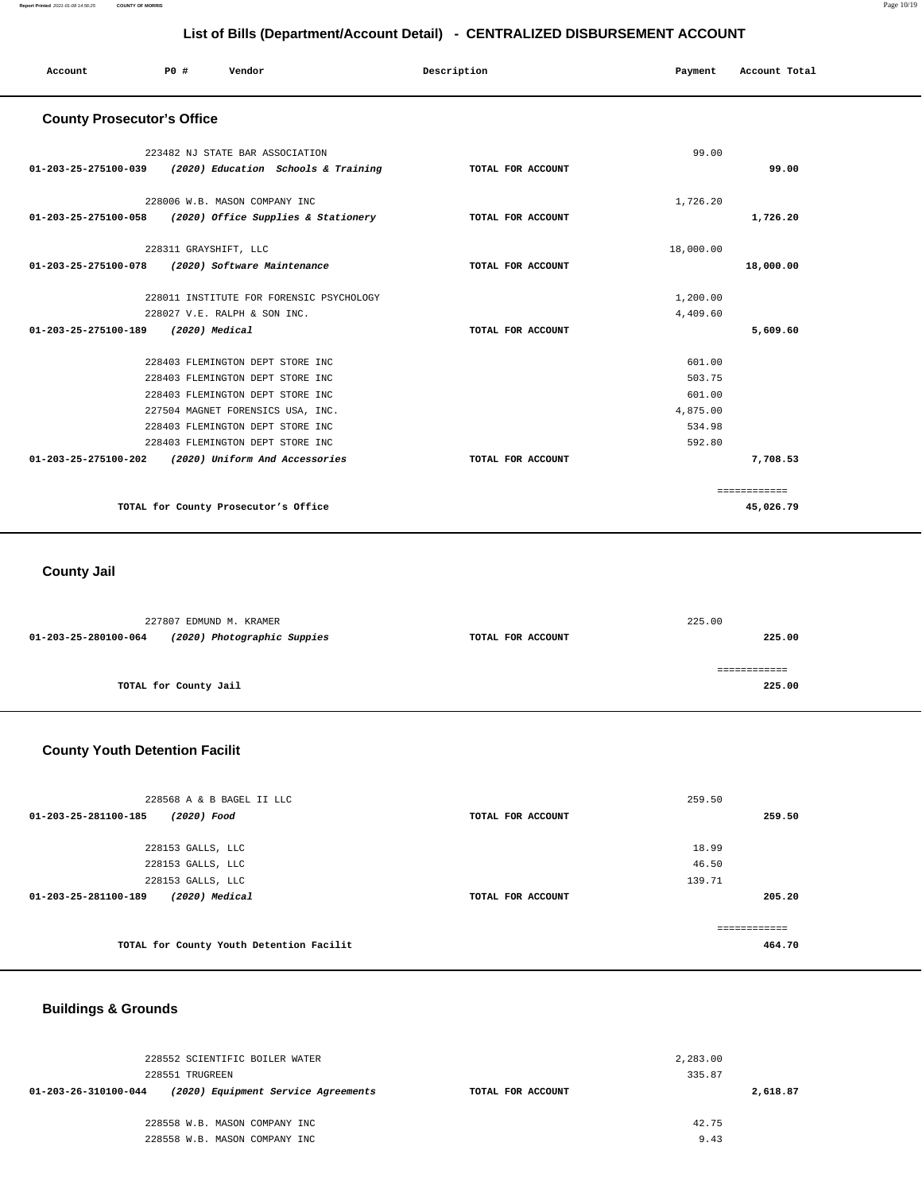## List of Bills (Department/Account Detail) - CENTRALIZED DISBURSEMENT ACCOUNT

| Account | PO # | Vendor | Description | Payment | Account Total |
|---|---|---|---|---|---|

### County Prosecutor's Office

| Account | PO # | Vendor | Description | Payment | Account Total |
|---|---|---|---|---|---|
| | 223482 | NJ STATE BAR ASSOCIATION | | 99.00 | |
| 01-203-25-275100-039 | | *(2020) Education Schools & Training* | TOTAL FOR ACCOUNT | | 99.00 |
| | 228006 | W.B. MASON COMPANY INC | | 1,726.20 | |
| 01-203-25-275100-058 | | *(2020) Office Supplies & Stationery* | TOTAL FOR ACCOUNT | | 1,726.20 |
| | 228311 | GRAYSHIFT, LLC | | 18,000.00 | |
| 01-203-25-275100-078 | | *(2020) Software Maintenance* | TOTAL FOR ACCOUNT | | 18,000.00 |
| | 228011 | INSTITUTE FOR FORENSIC PSYCHOLOGY | | 1,200.00 | |
| | 228027 | V.E. RALPH & SON INC. | | 4,409.60 | |
| 01-203-25-275100-189 | | *(2020) Medical* | TOTAL FOR ACCOUNT | | 5,609.60 |
| | 228403 | FLEMINGTON DEPT STORE INC | | 601.00 | |
| | 228403 | FLEMINGTON DEPT STORE INC | | 503.75 | |
| | 228403 | FLEMINGTON DEPT STORE INC | | 601.00 | |
| | 227504 | MAGNET FORENSICS USA, INC. | | 4,875.00 | |
| | 228403 | FLEMINGTON DEPT STORE INC | | 534.98 | |
| | 228403 | FLEMINGTON DEPT STORE INC | | 592.80 | |
| 01-203-25-275100-202 | | *(2020) Uniform And Accessories* | TOTAL FOR ACCOUNT | | 7,708.53 |
| | | TOTAL for County Prosecutor's Office | | | 45,026.79 |

### County Jail

| Account | PO # | Vendor | Description | Payment | Account Total |
|---|---|---|---|---|---|
| | 227807 | EDMUND M. KRAMER | | 225.00 | |
| 01-203-25-280100-064 | | *(2020) Photographic Suppies* | TOTAL FOR ACCOUNT | | 225.00 |
| | | TOTAL for County Jail | | | 225.00 |

### County Youth Detention Facilit

| Account | PO # | Vendor | Description | Payment | Account Total |
|---|---|---|---|---|---|
| | 228568 | A & B BAGEL II LLC | | 259.50 | |
| 01-203-25-281100-185 | | *(2020) Food* | TOTAL FOR ACCOUNT | | 259.50 |
| | 228153 | GALLS, LLC | | 18.99 | |
| | 228153 | GALLS, LLC | | 46.50 | |
| | 228153 | GALLS, LLC | | 139.71 | |
| 01-203-25-281100-189 | | *(2020) Medical* | TOTAL FOR ACCOUNT | | 205.20 |
| | | TOTAL for County Youth Detention Facilit | | | 464.70 |

### Buildings & Grounds

| Account | PO # | Vendor | Description | Payment | Account Total |
|---|---|---|---|---|---|
| | 228552 | SCIENTIFIC BOILER WATER | | 2,283.00 | |
| | 228551 | TRUGREEN | | 335.87 | |
| 01-203-26-310100-044 | | *(2020) Equipment Service Agreements* | TOTAL FOR ACCOUNT | | 2,618.87 |
| | 228558 | W.B. MASON COMPANY INC | | 42.75 | |
| | 228558 | W.B. MASON COMPANY INC | | 9.43 | |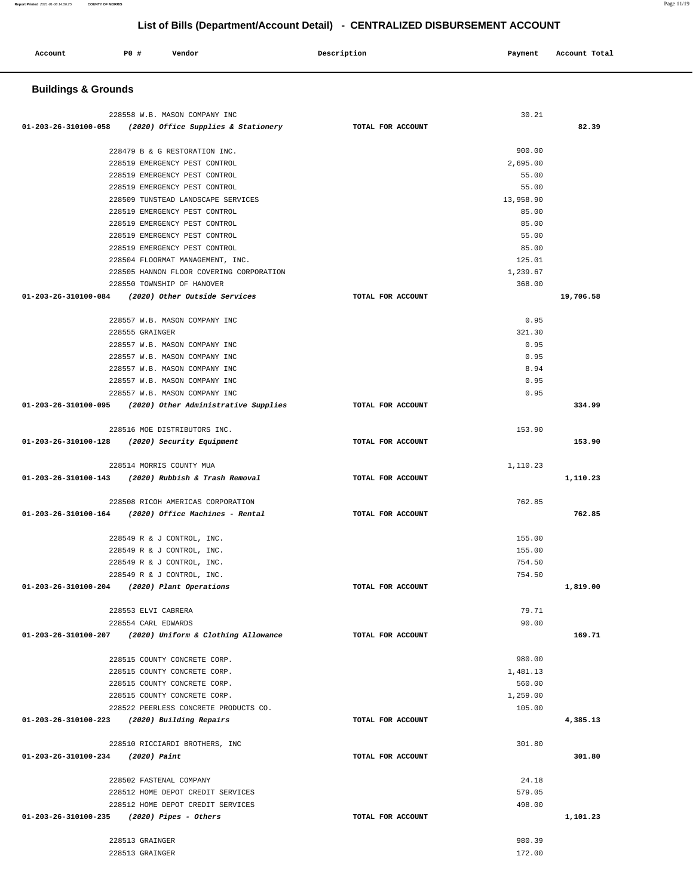# List of Bills (Department/Account Detail) - CENTRALIZED DISBURSEMENT ACCOUNT

| Account | PO # | Vendor | Description | Payment | Account Total |
|---|---|---|---|---|---|

## Buildings & Grounds

| Account | PO # | Vendor | Description | Payment | Account Total |
|---|---|---|---|---|---|
| | 228558 | W.B. MASON COMPANY INC | | 30.21 | |
| **01-203-26-310100-058** | | ***(2020) Office Supplies & Stationery*** | **TOTAL FOR ACCOUNT** | | **82.39** |
| | 228479 | B & G RESTORATION INC. | | 900.00 | |
| | 228519 | EMERGENCY PEST CONTROL | | 2,695.00 | |
| | 228519 | EMERGENCY PEST CONTROL | | 55.00 | |
| | 228519 | EMERGENCY PEST CONTROL | | 55.00 | |
| | 228509 | TUNSTEAD LANDSCAPE SERVICES | | 13,958.90 | |
| | 228519 | EMERGENCY PEST CONTROL | | 85.00 | |
| | 228519 | EMERGENCY PEST CONTROL | | 85.00 | |
| | 228519 | EMERGENCY PEST CONTROL | | 55.00 | |
| | 228519 | EMERGENCY PEST CONTROL | | 85.00 | |
| | 228504 | FLOORMAT MANAGEMENT, INC. | | 125.01 | |
| | 228505 | HANNON FLOOR COVERING CORPORATION | | 1,239.67 | |
| | 228550 | TOWNSHIP OF HANOVER | | 368.00 | |
| **01-203-26-310100-084** | | ***(2020) Other Outside Services*** | **TOTAL FOR ACCOUNT** | | **19,706.58** |
| | 228557 | W.B. MASON COMPANY INC | | 0.95 | |
| | 228555 | GRAINGER | | 321.30 | |
| | 228557 | W.B. MASON COMPANY INC | | 0.95 | |
| | 228557 | W.B. MASON COMPANY INC | | 0.95 | |
| | 228557 | W.B. MASON COMPANY INC | | 8.94 | |
| | 228557 | W.B. MASON COMPANY INC | | 0.95 | |
| | 228557 | W.B. MASON COMPANY INC | | 0.95 | |
| **01-203-26-310100-095** | | ***(2020) Other Administrative Supplies*** | **TOTAL FOR ACCOUNT** | | **334.99** |
| | 228516 | MOE DISTRIBUTORS INC. | | 153.90 | |
| **01-203-26-310100-128** | | ***(2020) Security Equipment*** | **TOTAL FOR ACCOUNT** | | **153.90** |
| | 228514 | MORRIS COUNTY MUA | | 1,110.23 | |
| **01-203-26-310100-143** | | ***(2020) Rubbish & Trash Removal*** | **TOTAL FOR ACCOUNT** | | **1,110.23** |
| | 228508 | RICOH AMERICAS CORPORATION | | 762.85 | |
| **01-203-26-310100-164** | | ***(2020) Office Machines - Rental*** | **TOTAL FOR ACCOUNT** | | **762.85** |
| | 228549 | R & J CONTROL, INC. | | 155.00 | |
| | 228549 | R & J CONTROL, INC. | | 155.00 | |
| | 228549 | R & J CONTROL, INC. | | 754.50 | |
| | 228549 | R & J CONTROL, INC. | | 754.50 | |
| **01-203-26-310100-204** | | ***(2020) Plant Operations*** | **TOTAL FOR ACCOUNT** | | **1,819.00** |
| | 228553 | ELVI CABRERA | | 79.71 | |
| | 228554 | CARL EDWARDS | | 90.00 | |
| **01-203-26-310100-207** | | ***(2020) Uniform & Clothing Allowance*** | **TOTAL FOR ACCOUNT** | | **169.71** |
| | 228515 | COUNTY CONCRETE CORP. | | 980.00 | |
| | 228515 | COUNTY CONCRETE CORP. | | 1,481.13 | |
| | 228515 | COUNTY CONCRETE CORP. | | 560.00 | |
| | 228515 | COUNTY CONCRETE CORP. | | 1,259.00 | |
| | 228522 | PEERLESS CONCRETE PRODUCTS CO. | | 105.00 | |
| **01-203-26-310100-223** | | ***(2020) Building Repairs*** | **TOTAL FOR ACCOUNT** | | **4,385.13** |
| | 228510 | RICCIARDI BROTHERS, INC | | 301.80 | |
| **01-203-26-310100-234** | | ***(2020) Paint*** | **TOTAL FOR ACCOUNT** | | **301.80** |
| | 228502 | FASTENAL COMPANY | | 24.18 | |
| | 228512 | HOME DEPOT CREDIT SERVICES | | 579.05 | |
| | 228512 | HOME DEPOT CREDIT SERVICES | | 498.00 | |
| **01-203-26-310100-235** | | ***(2020) Pipes - Others*** | **TOTAL FOR ACCOUNT** | | **1,101.23** |
| | 228513 | GRAINGER | | 980.39 | |
| | 228513 | GRAINGER | | 172.00 | |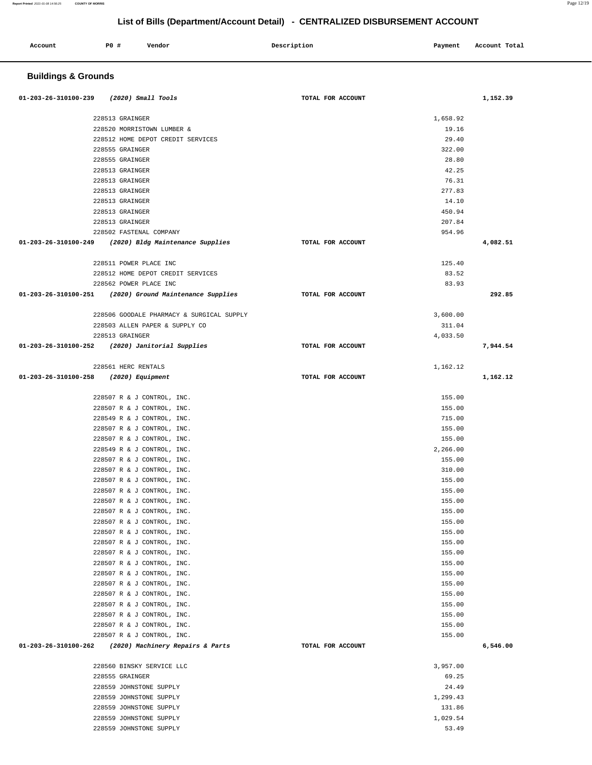# List of Bills (Department/Account Detail) - CENTRALIZED DISBURSEMENT ACCOUNT

| Account | PO # | Vendor | Description | Payment | Account Total |
|---|---|---|---|---|---|

## Buildings & Grounds

| Account | PO # | Vendor | Description | Payment | Account Total |
|---|---|---|---|---|---|
| 01-203-26-310100-239 | | *(2020) Small Tools* | TOTAL FOR ACCOUNT | | 1,152.39 |
| | 228513 | GRAINGER | | 1,658.92 | |
| | 228520 | MORRISTOWN LUMBER & | | 19.16 | |
| | 228512 | HOME DEPOT CREDIT SERVICES | | 29.40 | |
| | 228555 | GRAINGER | | 322.00 | |
| | 228555 | GRAINGER | | 28.80 | |
| | 228513 | GRAINGER | | 42.25 | |
| | 228513 | GRAINGER | | 76.31 | |
| | 228513 | GRAINGER | | 277.83 | |
| | 228513 | GRAINGER | | 14.10 | |
| | 228513 | GRAINGER | | 450.94 | |
| | 228513 | GRAINGER | | 207.84 | |
| | 228502 | FASTENAL COMPANY | | 954.96 | |
| 01-203-26-310100-249 | | *(2020) Bldg Maintenance Supplies* | TOTAL FOR ACCOUNT | | 4,082.51 |
| | 228511 | POWER PLACE INC | | 125.40 | |
| | 228512 | HOME DEPOT CREDIT SERVICES | | 83.52 | |
| | 228562 | POWER PLACE INC | | 83.93 | |
| 01-203-26-310100-251 | | *(2020) Ground Maintenance Supplies* | TOTAL FOR ACCOUNT | | 292.85 |
| | 228506 | GOODALE PHARMACY & SURGICAL SUPPLY | | 3,600.00 | |
| | 228503 | ALLEN PAPER & SUPPLY CO | | 311.04 | |
| | 228513 | GRAINGER | | 4,033.50 | |
| 01-203-26-310100-252 | | *(2020) Janitorial Supplies* | TOTAL FOR ACCOUNT | | 7,944.54 |
| | 228561 | HERC RENTALS | | 1,162.12 | |
| 01-203-26-310100-258 | | *(2020) Equipment* | TOTAL FOR ACCOUNT | | 1,162.12 |
| | 228507 | R & J CONTROL, INC. | | 155.00 | |
| | 228507 | R & J CONTROL, INC. | | 155.00 | |
| | 228549 | R & J CONTROL, INC. | | 715.00 | |
| | 228507 | R & J CONTROL, INC. | | 155.00 | |
| | 228507 | R & J CONTROL, INC. | | 155.00 | |
| | 228549 | R & J CONTROL, INC. | | 2,266.00 | |
| | 228507 | R & J CONTROL, INC. | | 155.00 | |
| | 228507 | R & J CONTROL, INC. | | 310.00 | |
| | 228507 | R & J CONTROL, INC. | | 155.00 | |
| | 228507 | R & J CONTROL, INC. | | 155.00 | |
| | 228507 | R & J CONTROL, INC. | | 155.00 | |
| | 228507 | R & J CONTROL, INC. | | 155.00 | |
| | 228507 | R & J CONTROL, INC. | | 155.00 | |
| | 228507 | R & J CONTROL, INC. | | 155.00 | |
| | 228507 | R & J CONTROL, INC. | | 155.00 | |
| | 228507 | R & J CONTROL, INC. | | 155.00 | |
| | 228507 | R & J CONTROL, INC. | | 155.00 | |
| | 228507 | R & J CONTROL, INC. | | 155.00 | |
| | 228507 | R & J CONTROL, INC. | | 155.00 | |
| | 228507 | R & J CONTROL, INC. | | 155.00 | |
| | 228507 | R & J CONTROL, INC. | | 155.00 | |
| | 228507 | R & J CONTROL, INC. | | 155.00 | |
| | 228507 | R & J CONTROL, INC. | | 155.00 | |
| | 228507 | R & J CONTROL, INC. | | 155.00 | |
| 01-203-26-310100-262 | | *(2020) Machinery Repairs & Parts* | TOTAL FOR ACCOUNT | | 6,546.00 |
| | 228560 | BINSKY SERVICE LLC | | 3,957.00 | |
| | 228555 | GRAINGER | | 69.25 | |
| | 228559 | JOHNSTONE SUPPLY | | 24.49 | |
| | 228559 | JOHNSTONE SUPPLY | | 1,299.43 | |
| | 228559 | JOHNSTONE SUPPLY | | 131.86 | |
| | 228559 | JOHNSTONE SUPPLY | | 1,029.54 | |
| | 228559 | JOHNSTONE SUPPLY | | 53.49 | |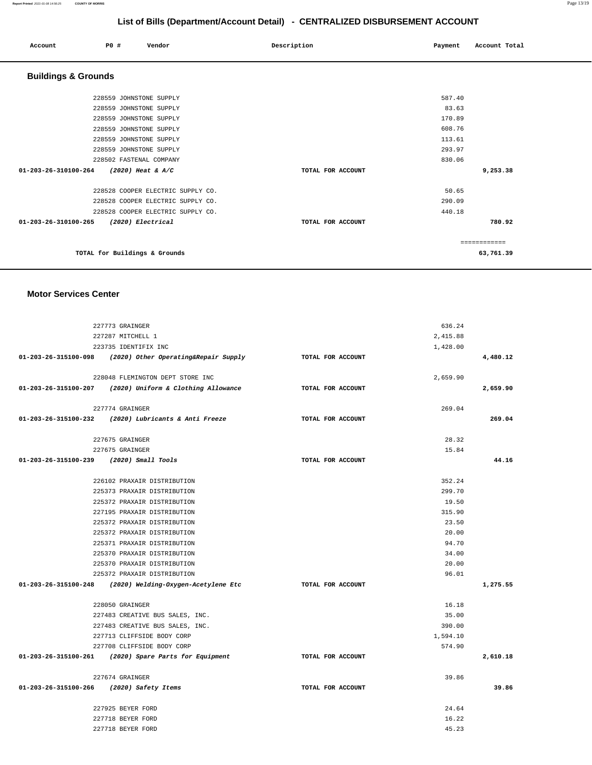## List of Bills (Department/Account Detail) - CENTRALIZED DISBURSEMENT ACCOUNT

| Account | PO # | Vendor | Description | Payment | Account Total |
|---|---|---|---|---|---|

### Buildings & Grounds

| Account | PO # | Vendor | Description | Payment | Account Total |
|---|---|---|---|---|---|
| | 228559 | JOHNSTONE SUPPLY | | 587.40 | |
| | 228559 | JOHNSTONE SUPPLY | | 83.63 | |
| | 228559 | JOHNSTONE SUPPLY | | 170.89 | |
| | 228559 | JOHNSTONE SUPPLY | | 608.76 | |
| | 228559 | JOHNSTONE SUPPLY | | 113.61 | |
| | 228559 | JOHNSTONE SUPPLY | | 293.97 | |
| | 228502 | FASTENAL COMPANY | | 830.06 | |
| 01-203-26-310100-264 | | *(2020) Heat & A/C* | TOTAL FOR ACCOUNT | | 9,253.38 |
| | 228528 | COOPER ELECTRIC SUPPLY CO. | | 50.65 | |
| | 228528 | COOPER ELECTRIC SUPPLY CO. | | 290.09 | |
| | 228528 | COOPER ELECTRIC SUPPLY CO. | | 440.18 | |
| 01-203-26-310100-265 | | *(2020) Electrical* | TOTAL FOR ACCOUNT | | 780.92 |
| | | | | | ============ |
| | | TOTAL for Buildings & Grounds | | | 63,761.39 |

### Motor Services Center

| Account | PO # | Vendor | Description | Payment | Account Total |
|---|---|---|---|---|---|
| | 227773 | GRAINGER | | 636.24 | |
| | 227287 | MITCHELL 1 | | 2,415.88 | |
| | 223735 | IDENTIFIX INC | | 1,428.00 | |
| 01-203-26-315100-098 | | *(2020) Other Operating&Repair Supply* | TOTAL FOR ACCOUNT | | 4,480.12 |
| | 228048 | FLEMINGTON DEPT STORE INC | | 2,659.90 | |
| 01-203-26-315100-207 | | *(2020) Uniform & Clothing Allowance* | TOTAL FOR ACCOUNT | | 2,659.90 |
| | 227774 | GRAINGER | | 269.04 | |
| 01-203-26-315100-232 | | *(2020) Lubricants & Anti Freeze* | TOTAL FOR ACCOUNT | | 269.04 |
| | 227675 | GRAINGER | | 28.32 | |
| | 227675 | GRAINGER | | 15.84 | |
| 01-203-26-315100-239 | | *(2020) Small Tools* | TOTAL FOR ACCOUNT | | 44.16 |
| | 226102 | PRAXAIR DISTRIBUTION | | 352.24 | |
| | 225373 | PRAXAIR DISTRIBUTION | | 299.70 | |
| | 225372 | PRAXAIR DISTRIBUTION | | 19.50 | |
| | 227195 | PRAXAIR DISTRIBUTION | | 315.90 | |
| | 225372 | PRAXAIR DISTRIBUTION | | 23.50 | |
| | 225372 | PRAXAIR DISTRIBUTION | | 20.00 | |
| | 225371 | PRAXAIR DISTRIBUTION | | 94.70 | |
| | 225370 | PRAXAIR DISTRIBUTION | | 34.00 | |
| | 225370 | PRAXAIR DISTRIBUTION | | 20.00 | |
| | 225372 | PRAXAIR DISTRIBUTION | | 96.01 | |
| 01-203-26-315100-248 | | *(2020) Welding-Oxygen-Acetylene Etc* | TOTAL FOR ACCOUNT | | 1,275.55 |
| | 228050 | GRAINGER | | 16.18 | |
| | 227483 | CREATIVE BUS SALES, INC. | | 35.00 | |
| | 227483 | CREATIVE BUS SALES, INC. | | 390.00 | |
| | 227713 | CLIFFSIDE BODY CORP | | 1,594.10 | |
| | 227708 | CLIFFSIDE BODY CORP | | 574.90 | |
| 01-203-26-315100-261 | | *(2020) Spare Parts for Equipment* | TOTAL FOR ACCOUNT | | 2,610.18 |
| | 227674 | GRAINGER | | 39.86 | |
| 01-203-26-315100-266 | | *(2020) Safety Items* | TOTAL FOR ACCOUNT | | 39.86 |
| | 227925 | BEYER FORD | | 24.64 | |
| | 227718 | BEYER FORD | | 16.22 | |
| | 227718 | BEYER FORD | | 45.23 | |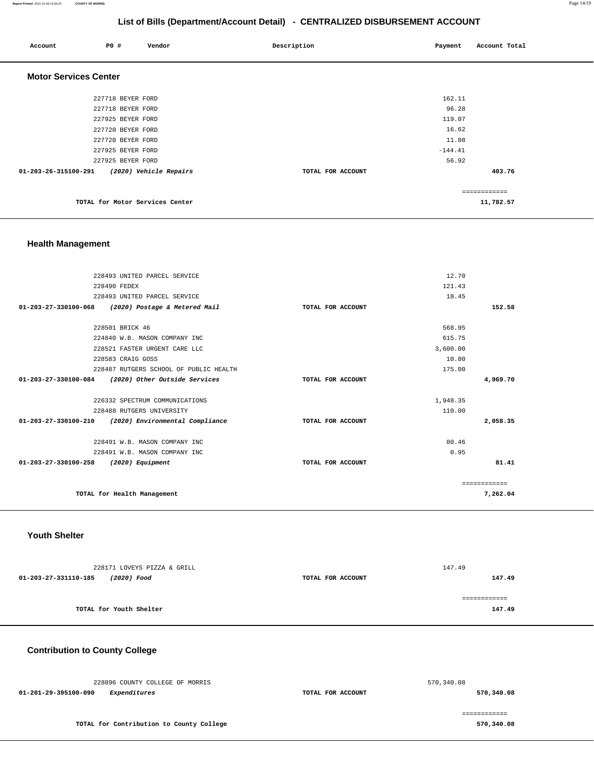## List of Bills (Department/Account Detail) - CENTRALIZED DISBURSEMENT ACCOUNT

| Account | PO # | Vendor | Description | Payment | Account Total |
|---|---|---|---|---|---|

### Motor Services Center

| Account | PO # | Vendor | Description | Payment | Account Total |
|---|---|---|---|---|---|
| | 227718 | BEYER FORD | | 162.11 | |
| | 227718 | BEYER FORD | | 96.28 | |
| | 227925 | BEYER FORD | | 119.07 | |
| | 227720 | BEYER FORD | | 16.62 | |
| | 227720 | BEYER FORD | | 11.08 | |
| | 227925 | BEYER FORD | | -144.41 | |
| | 227925 | BEYER FORD | | 56.92 | |
| **01-203-26-315100-291** | | ***(2020) Vehicle Repairs*** | **TOTAL FOR ACCOUNT** | | **403.76** |
| | | | | | ============ |
| | | **TOTAL for Motor Services Center** | | | **11,782.57** |

### Health Management

| Account | PO # | Vendor | Description | Payment | Account Total |
|---|---|---|---|---|---|
| | 228493 | UNITED PARCEL SERVICE | | 12.70 | |
| | 228490 | FEDEX | | 121.43 | |
| | 228493 | UNITED PARCEL SERVICE | | 18.45 | |
| **01-203-27-330100-068** | | ***(2020) Postage & Metered Mail*** | **TOTAL FOR ACCOUNT** | | **152.58** |
| | 228501 | BRICK 46 | | 568.95 | |
| | 224840 | W.B. MASON COMPANY INC | | 615.75 | |
| | 228521 | FASTER URGENT CARE LLC | | 3,600.00 | |
| | 228583 | CRAIG GOSS | | 10.00 | |
| | 228487 | RUTGERS SCHOOL OF PUBLIC HEALTH | | 175.00 | |
| **01-203-27-330100-084** | | ***(2020) Other Outside Services*** | **TOTAL FOR ACCOUNT** | | **4,969.70** |
| | 226332 | SPECTRUM COMMUNICATIONS | | 1,948.35 | |
| | 228488 | RUTGERS UNIVERSITY | | 110.00 | |
| **01-203-27-330100-210** | | ***(2020) Environmental Compliance*** | **TOTAL FOR ACCOUNT** | | **2,058.35** |
| | 228491 | W.B. MASON COMPANY INC | | 80.46 | |
| | 228491 | W.B. MASON COMPANY INC | | 0.95 | |
| **01-203-27-330100-258** | | ***(2020) Equipment*** | **TOTAL FOR ACCOUNT** | | **81.41** |
| | | | | | ============ |
| | | **TOTAL for Health Management** | | | **7,262.04** |

### Youth Shelter

| Account | PO # | Vendor | Description | Payment | Account Total |
|---|---|---|---|---|---|
| | 228171 | LOVEYS PIZZA & GRILL | | 147.49 | |
| **01-203-27-331110-185** | | ***(2020) Food*** | **TOTAL FOR ACCOUNT** | | **147.49** |
| | | | | | ============ |
| | | **TOTAL for Youth Shelter** | | | **147.49** |

### Contribution to County College

| Account | PO # | Vendor | Description | Payment | Account Total |
|---|---|---|---|---|---|
| | 228896 | COUNTY COLLEGE OF MORRIS | | 570,340.08 | |
| **01-201-29-395100-090** | | ***Expenditures*** | **TOTAL FOR ACCOUNT** | | **570,340.08** |
| | | | | | ============ |
| | | **TOTAL for Contribution to County College** | | | **570,340.08** |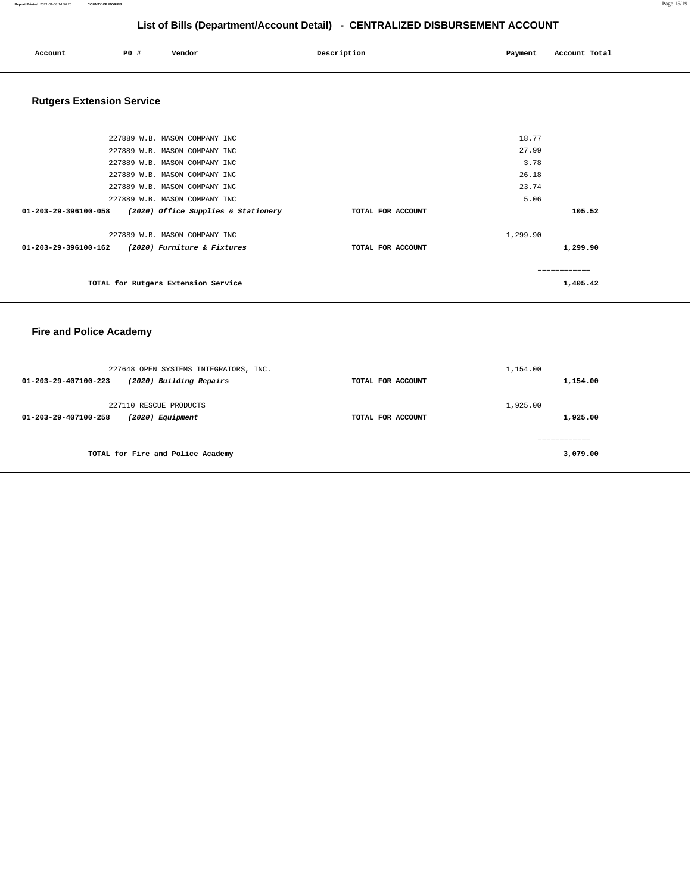# List of Bills (Department/Account Detail) - CENTRALIZED DISBURSEMENT ACCOUNT

| Account | PO # | Vendor | Description | Payment | Account Total |
|---|---|---|---|---|---|

## Rutgers Extension Service

| Account | PO # | Vendor | Description | Payment | Account Total |
|---|---|---|---|---|---|
| | 227889 | W.B. MASON COMPANY INC | | 18.77 | |
| | 227889 | W.B. MASON COMPANY INC | | 27.99 | |
| | 227889 | W.B. MASON COMPANY INC | | 3.78 | |
| | 227889 | W.B. MASON COMPANY INC | | 26.18 | |
| | 227889 | W.B. MASON COMPANY INC | | 23.74 | |
| | 227889 | W.B. MASON COMPANY INC | | 5.06 | |
| **01-203-29-396100-058** | | ***(2020) Office Supplies & Stationery*** | **TOTAL FOR ACCOUNT** | | **105.52** |
| | 227889 | W.B. MASON COMPANY INC | | 1,299.90 | |
| **01-203-29-396100-162** | | ***(2020) Furniture & Fixtures*** | **TOTAL FOR ACCOUNT** | | **1,299.90** |
| | | | | | ============ |
| | | **TOTAL for Rutgers Extension Service** | | | **1,405.42** |

## Fire and Police Academy

| Account | PO # | Vendor | Description | Payment | Account Total |
|---|---|---|---|---|---|
| | 227648 | OPEN SYSTEMS INTEGRATORS, INC. | | 1,154.00 | |
| **01-203-29-407100-223** | | ***(2020) Building Repairs*** | **TOTAL FOR ACCOUNT** | | **1,154.00** |
| | 227110 | RESCUE PRODUCTS | | 1,925.00 | |
| **01-203-29-407100-258** | | ***(2020) Equipment*** | **TOTAL FOR ACCOUNT** | | **1,925.00** |
| | | | | | ============ |
| | | **TOTAL for Fire and Police Academy** | | | **3,079.00** |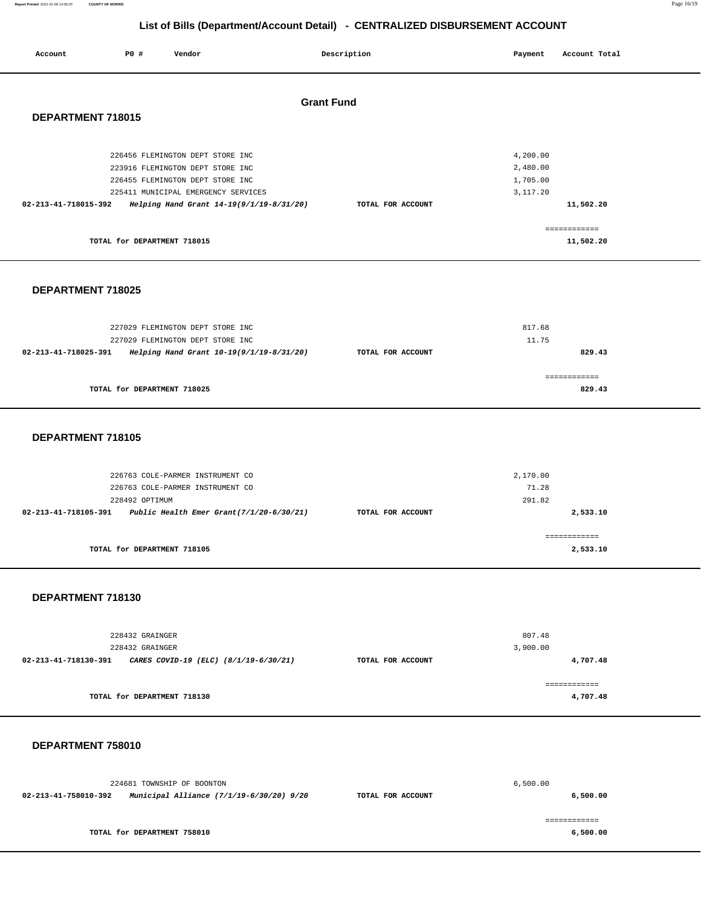# List of Bills (Department/Account Detail) - CENTRALIZED DISBURSEMENT ACCOUNT

| Account | PO # | Vendor | Description | Payment | Account Total |
|---|---|---|---|---|---|

## Grant Fund

### DEPARTMENT 718015

| Account | PO # | Vendor | Description | Payment | Account Total |
|---|---|---|---|---|---|
| | 226456 | FLEMINGTON DEPT STORE INC | | 4,200.00 | |
| | 223916 | FLEMINGTON DEPT STORE INC | | 2,480.00 | |
| | 226455 | FLEMINGTON DEPT STORE INC | | 1,705.00 | |
| | 225411 | MUNICIPAL EMERGENCY SERVICES | | 3,117.20 | |
| 02-213-41-718015-392 | | *Helping Hand Grant 14-19(9/1/19-8/31/20)* | TOTAL FOR ACCOUNT | | 11,502.20 |
| | | TOTAL for DEPARTMENT 718015 | | | 11,502.20 |

### DEPARTMENT 718025

| Account | PO # | Vendor | Description | Payment | Account Total |
|---|---|---|---|---|---|
| | 227029 | FLEMINGTON DEPT STORE INC | | 817.68 | |
| | 227029 | FLEMINGTON DEPT STORE INC | | 11.75 | |
| 02-213-41-718025-391 | | *Helping Hand Grant 10-19(9/1/19-8/31/20)* | TOTAL FOR ACCOUNT | | 829.43 |
| | | TOTAL for DEPARTMENT 718025 | | | 829.43 |

### DEPARTMENT 718105

| Account | PO # | Vendor | Description | Payment | Account Total |
|---|---|---|---|---|---|
| | 226763 | COLE-PARMER INSTRUMENT CO | | 2,170.00 | |
| | 226763 | COLE-PARMER INSTRUMENT CO | | 71.28 | |
| | 228492 | OPTIMUM | | 291.82 | |
| 02-213-41-718105-391 | | *Public Health Emer Grant(7/1/20-6/30/21)* | TOTAL FOR ACCOUNT | | 2,533.10 |
| | | TOTAL for DEPARTMENT 718105 | | | 2,533.10 |

### DEPARTMENT 718130

| Account | PO # | Vendor | Description | Payment | Account Total |
|---|---|---|---|---|---|
| | 228432 | GRAINGER | | 807.48 | |
| | 228432 | GRAINGER | | 3,900.00 | |
| 02-213-41-718130-391 | | *CARES COVID-19 (ELC) (8/1/19-6/30/21)* | TOTAL FOR ACCOUNT | | 4,707.48 |
| | | TOTAL for DEPARTMENT 718130 | | | 4,707.48 |

### DEPARTMENT 758010

| Account | PO # | Vendor | Description | Payment | Account Total |
|---|---|---|---|---|---|
| | 224681 | TOWNSHIP OF BOONTON | | 6,500.00 | |
| 02-213-41-758010-392 | | *Municipal Alliance (7/1/19-6/30/20) 9/20* | TOTAL FOR ACCOUNT | | 6,500.00 |
| | | TOTAL for DEPARTMENT 758010 | | | 6,500.00 |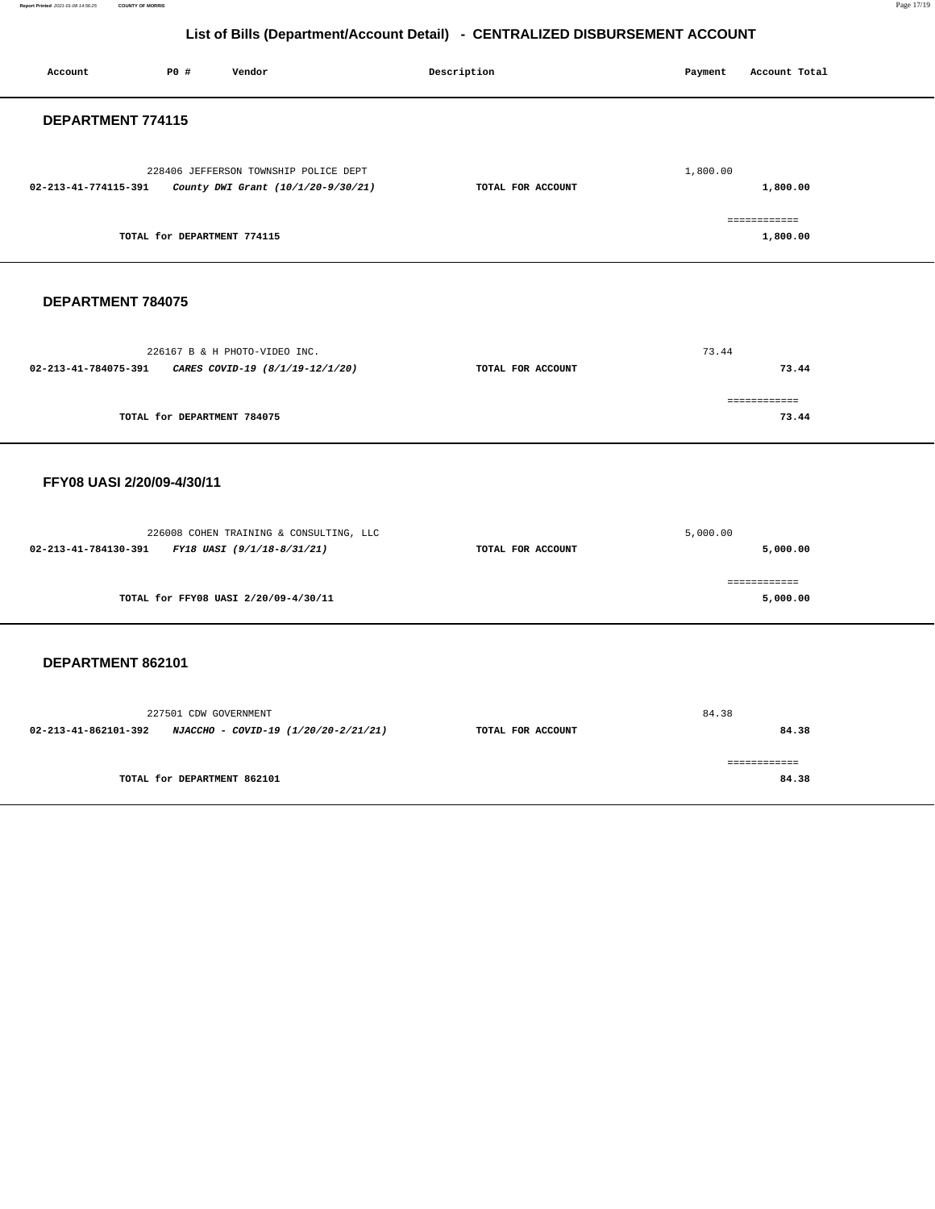# List of Bills (Department/Account Detail) - CENTRALIZED DISBURSEMENT ACCOUNT

| Account | PO # | Vendor | Description | Payment | Account Total |
|---|---|---|---|---|---|

## DEPARTMENT 774115

| Account | PO # | Vendor | Description | Payment | Account Total |
|---|---|---|---|---|---|
| | 228406 | JEFFERSON TOWNSHIP POLICE DEPT | | 1,800.00 | |
| **02-213-41-774115-391** | | ***County DWI Grant (10/1/20-9/30/21)*** | **TOTAL FOR ACCOUNT** | | **1,800.00** |
| | | | | | ============ |
| | **TOTAL for DEPARTMENT 774115** | | | | **1,800.00** |

## DEPARTMENT 784075

| Account | PO # | Vendor | Description | Payment | Account Total |
|---|---|---|---|---|---|
| | 226167 | B & H PHOTO-VIDEO INC. | | 73.44 | |
| **02-213-41-784075-391** | | ***CARES COVID-19 (8/1/19-12/1/20)*** | **TOTAL FOR ACCOUNT** | | **73.44** |
| | | | | | ============ |
| | **TOTAL for DEPARTMENT 784075** | | | | **73.44** |

## FFY08 UASI 2/20/09-4/30/11

| Account | PO # | Vendor | Description | Payment | Account Total |
|---|---|---|---|---|---|
| | 226008 | COHEN TRAINING & CONSULTING, LLC | | 5,000.00 | |
| **02-213-41-784130-391** | | ***FY18 UASI (9/1/18-8/31/21)*** | **TOTAL FOR ACCOUNT** | | **5,000.00** |
| | | | | | ============ |
| | **TOTAL for FFY08 UASI 2/20/09-4/30/11** | | | | **5,000.00** |

## DEPARTMENT 862101

| Account | PO # | Vendor | Description | Payment | Account Total |
|---|---|---|---|---|---|
| | 227501 | CDW GOVERNMENT | | 84.38 | |
| **02-213-41-862101-392** | | ***NJACCHO - COVID-19 (1/20/20-2/21/21)*** | **TOTAL FOR ACCOUNT** | | **84.38** |
| | | | | | ============ |
| | **TOTAL for DEPARTMENT 862101** | | | | **84.38** |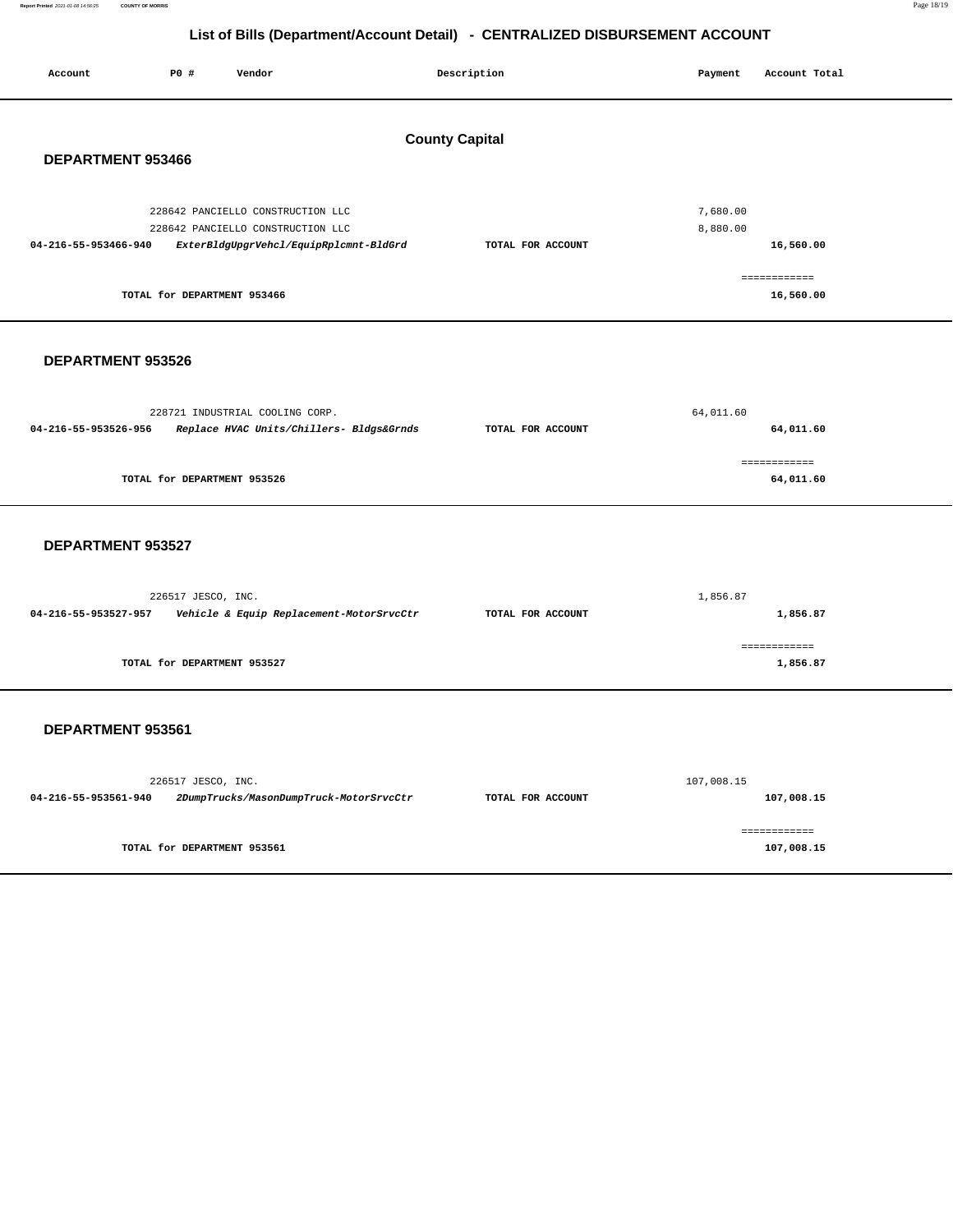# List of Bills (Department/Account Detail) - CENTRALIZED DISBURSEMENT ACCOUNT

| Account | PO # | Vendor | Description | Payment | Account Total |
|---|---|---|---|---|---|

## County Capital

### DEPARTMENT 953466

| Account | PO # | Vendor | Description | Payment | Account Total |
|---|---|---|---|---|---|
| | 228642 | PANCIELLO CONSTRUCTION LLC | | 7,680.00 | |
| | 228642 | PANCIELLO CONSTRUCTION LLC | | 8,880.00 | |
| **04-216-55-953466-940** | | ***ExterBldgUpgrVehcl/EquipRplcmnt-BldGrd*** | **TOTAL FOR ACCOUNT** | | **16,560.00** |
| | | | | | ============ |
| | **TOTAL for DEPARTMENT 953466** | | | | **16,560.00** |

### DEPARTMENT 953526

| Account | PO # | Vendor | Description | Payment | Account Total |
|---|---|---|---|---|---|
| | 228721 | INDUSTRIAL COOLING CORP. | | 64,011.60 | |
| **04-216-55-953526-956** | | ***Replace HVAC Units/Chillers- Bldgs&Grnds*** | **TOTAL FOR ACCOUNT** | | **64,011.60** |
| | | | | | ============ |
| | **TOTAL for DEPARTMENT 953526** | | | | **64,011.60** |

### DEPARTMENT 953527

| Account | PO # | Vendor | Description | Payment | Account Total |
|---|---|---|---|---|---|
| | 226517 | JESCO, INC. | | 1,856.87 | |
| **04-216-55-953527-957** | | ***Vehicle & Equip Replacement-MotorSrvcCtr*** | **TOTAL FOR ACCOUNT** | | **1,856.87** |
| | | | | | ============ |
| | **TOTAL for DEPARTMENT 953527** | | | | **1,856.87** |

### DEPARTMENT 953561

| Account | PO # | Vendor | Description | Payment | Account Total |
|---|---|---|---|---|---|
| | 226517 | JESCO, INC. | | 107,008.15 | |
| **04-216-55-953561-940** | | ***2DumpTrucks/MasonDumpTruck-MotorSrvcCtr*** | **TOTAL FOR ACCOUNT** | | **107,008.15** |
| | | | | | ============ |
| | **TOTAL for DEPARTMENT 953561** | | | | **107,008.15** |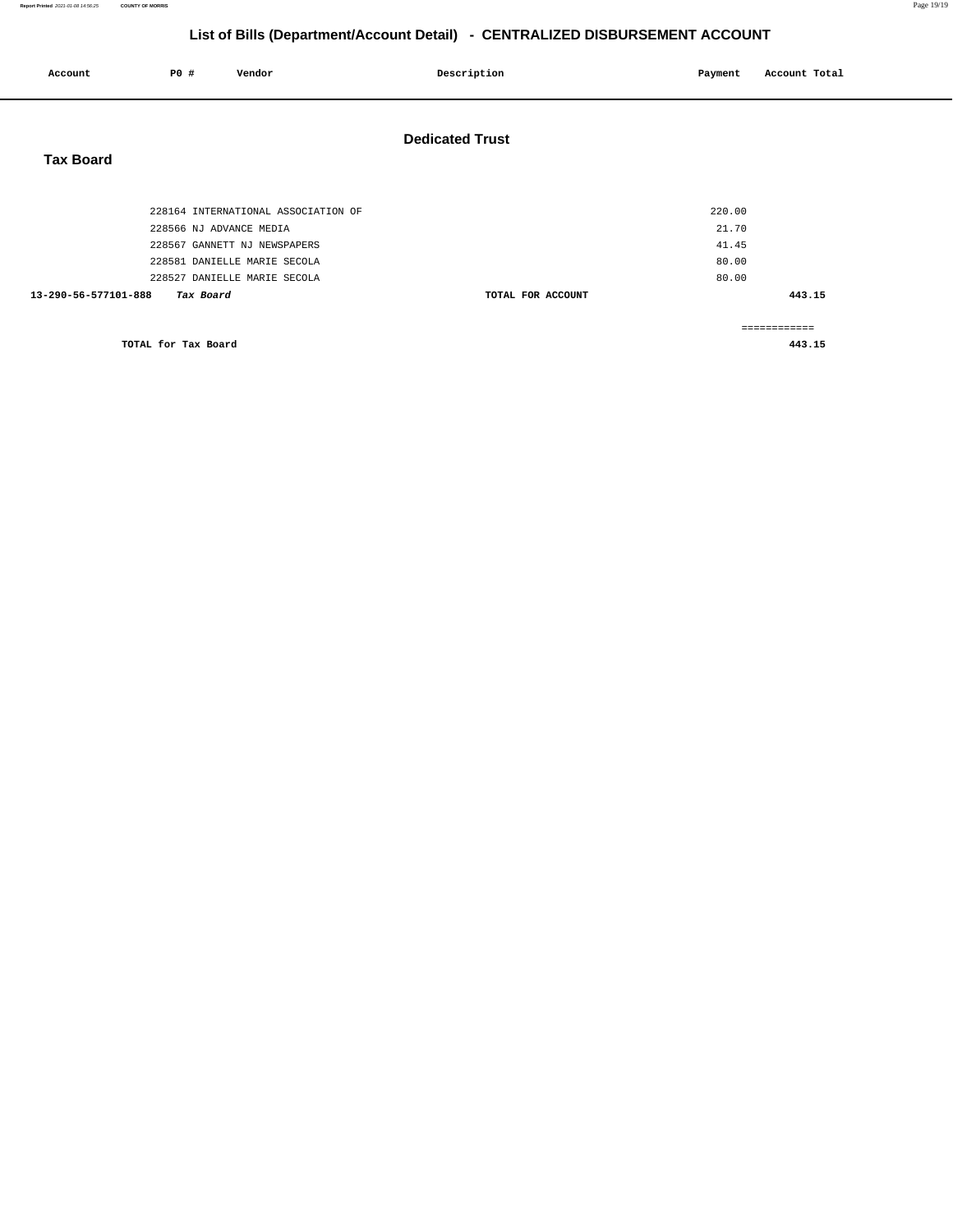# List of Bills (Department/Account Detail) - CENTRALIZED DISBURSEMENT ACCOUNT

| Account | PO # | Vendor | Description | Payment | Account Total |
|---|---|---|---|---|---|

## Dedicated Trust

### Tax Board

| Account | PO # | Vendor | Description | Payment | Account Total |
|---|---|---|---|---|---|
| | 228164 | INTERNATIONAL ASSOCIATION OF | | 220.00 | |
| | 228566 | NJ ADVANCE MEDIA | | 21.70 | |
| | 228567 | GANNETT NJ NEWSPAPERS | | 41.45 | |
| | 228581 | DANIELLE MARIE SECOLA | | 80.00 | |
| | 228527 | DANIELLE MARIE SECOLA | | 80.00 | |
| **13-290-56-577101-888** | | ***Tax Board*** | **TOTAL FOR ACCOUNT** | | **443.15** |

============

**TOTAL for Tax Board** **443.15**